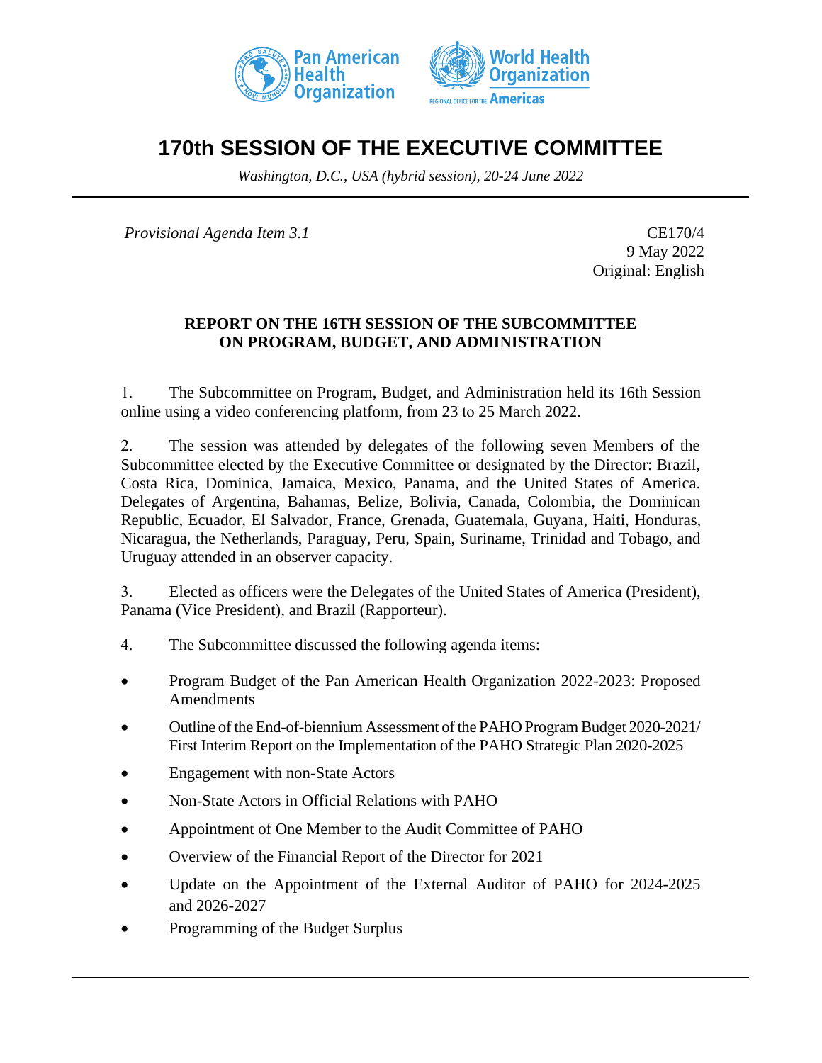# 170th SESSION OF THE EXECUTIVE COMMITTEE

*Washington, D.C., USA (hybrid session), 20-24 June 2022*

*Provisional Agenda Item 3.1*

CE170/4
9 May 2022
Original: English

**REPORT ON THE 16TH SESSION OF THE SUBCOMMITTEE ON PROGRAM, BUDGET, AND ADMINISTRATION**

1. The Subcommittee on Program, Budget, and Administration held its 16th Session online using a video conferencing platform, from 23 to 25 March 2022.

2. The session was attended by delegates of the following seven Members of the Subcommittee elected by the Executive Committee or designated by the Director: Brazil, Costa Rica, Dominica, Jamaica, Mexico, Panama, and the United States of America. Delegates of Argentina, Bahamas, Belize, Bolivia, Canada, Colombia, the Dominican Republic, Ecuador, El Salvador, France, Grenada, Guatemala, Guyana, Haiti, Honduras, Nicaragua, the Netherlands, Paraguay, Peru, Spain, Suriname, Trinidad and Tobago, and Uruguay attended in an observer capacity.

3. Elected as officers were the Delegates of the United States of America (President), Panama (Vice President), and Brazil (Rapporteur).

4. The Subcommittee discussed the following agenda items:

- Program Budget of the Pan American Health Organization 2022-2023: Proposed Amendments
- Outline of the End-of-biennium Assessment of the PAHO Program Budget 2020-2021/ First Interim Report on the Implementation of the PAHO Strategic Plan 2020-2025
- Engagement with non-State Actors
- Non-State Actors in Official Relations with PAHO
- Appointment of One Member to the Audit Committee of PAHO
- Overview of the Financial Report of the Director for 2021
- Update on the Appointment of the External Auditor of PAHO for 2024-2025 and 2026-2027
- Programming of the Budget Surplus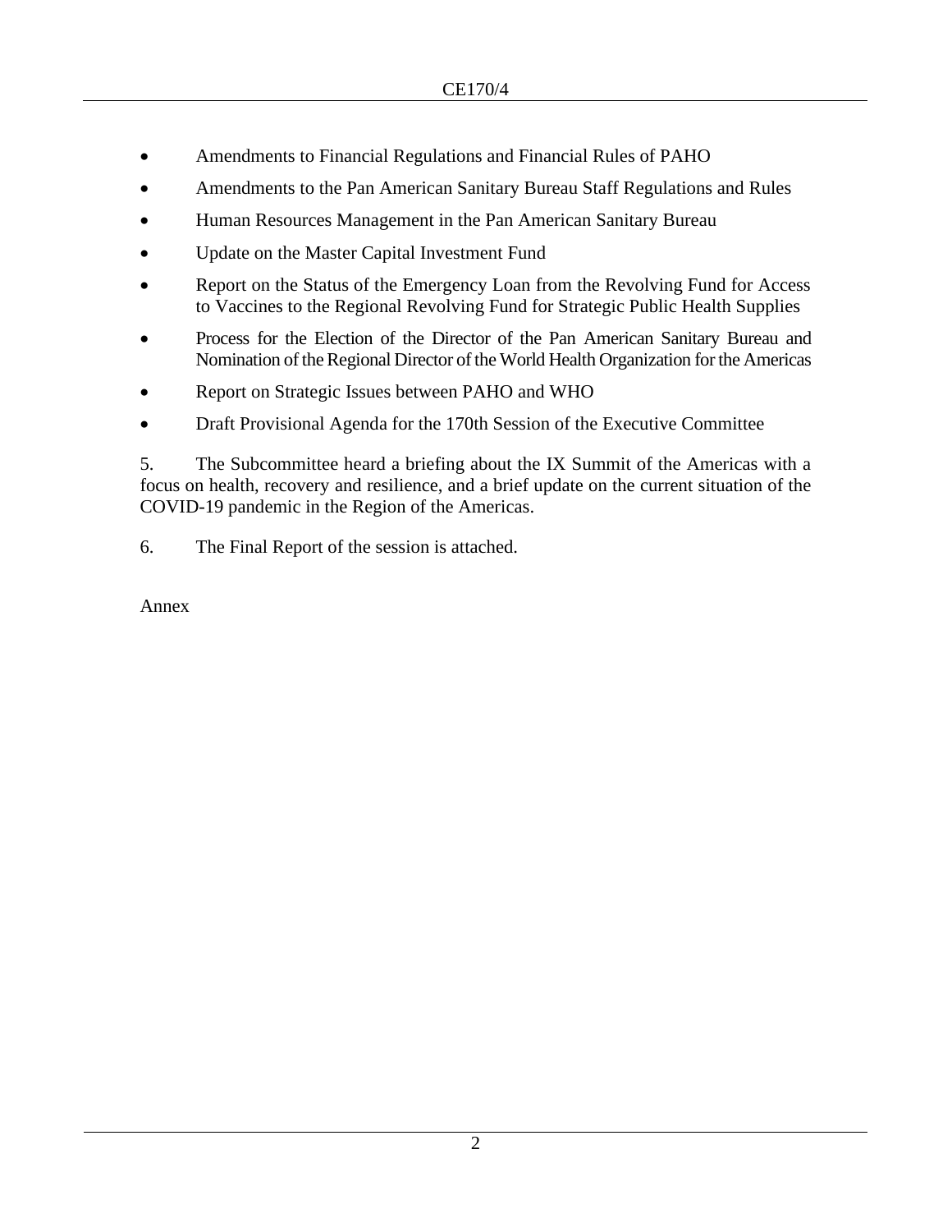- Amendments to Financial Regulations and Financial Rules of PAHO
- Amendments to the Pan American Sanitary Bureau Staff Regulations and Rules
- Human Resources Management in the Pan American Sanitary Bureau
- Update on the Master Capital Investment Fund
- Report on the Status of the Emergency Loan from the Revolving Fund for Access to Vaccines to the Regional Revolving Fund for Strategic Public Health Supplies
- Process for the Election of the Director of the Pan American Sanitary Bureau and Nomination of the Regional Director of the World Health Organization for the Americas
- Report on Strategic Issues between PAHO and WHO
- Draft Provisional Agenda for the 170th Session of the Executive Committee

5. The Subcommittee heard a briefing about the IX Summit of the Americas with a focus on health, recovery and resilience, and a brief update on the current situation of the COVID-19 pandemic in the Region of the Americas.

6. The Final Report of the session is attached.

Annex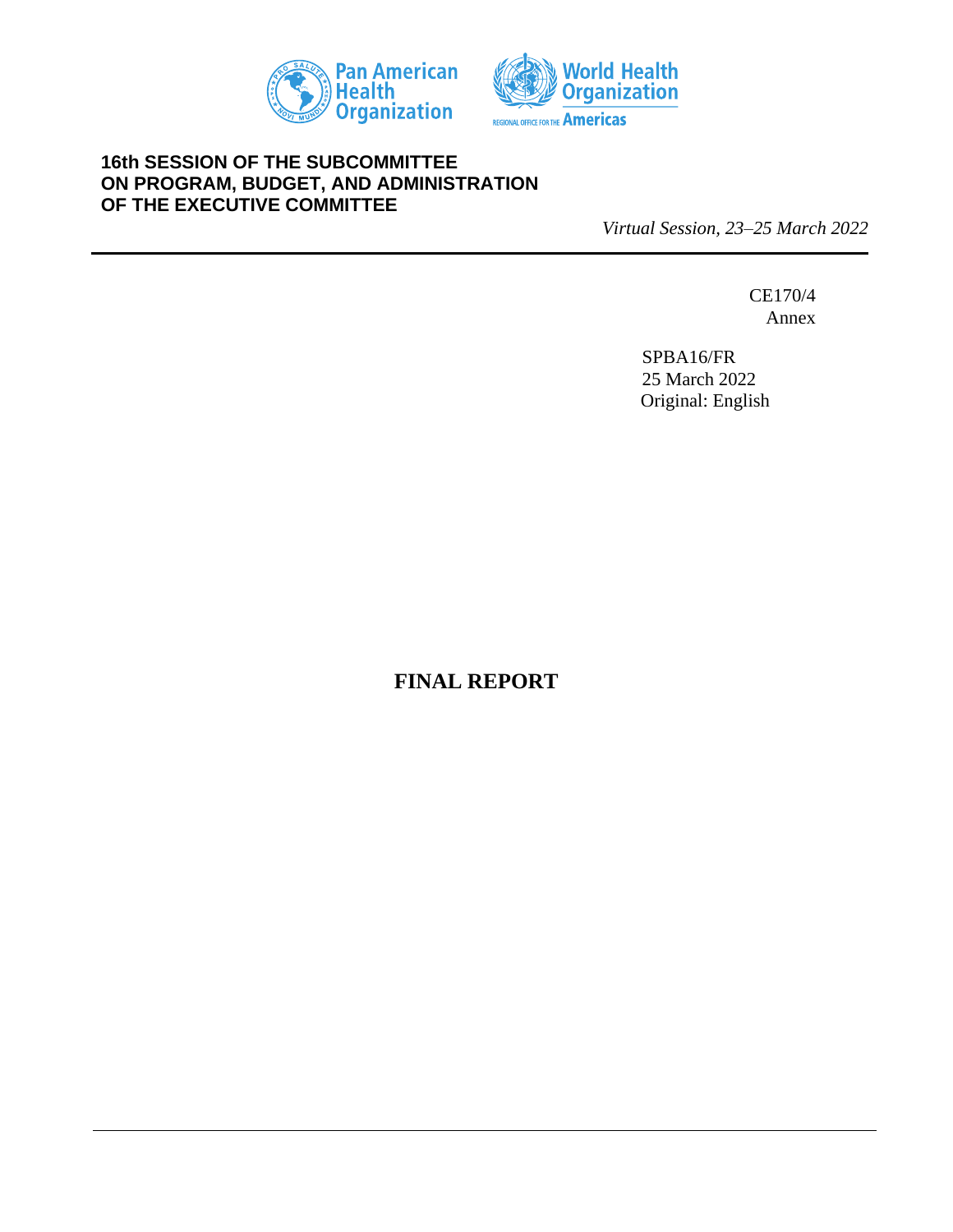**16th SESSION OF THE SUBCOMMITTEE ON PROGRAM, BUDGET, AND ADMINISTRATION OF THE EXECUTIVE COMMITTEE**

*Virtual Session, 23–25 March 2022*

CE170/4
Annex

SPBA16/FR
25 March 2022
Original: English

# FINAL REPORT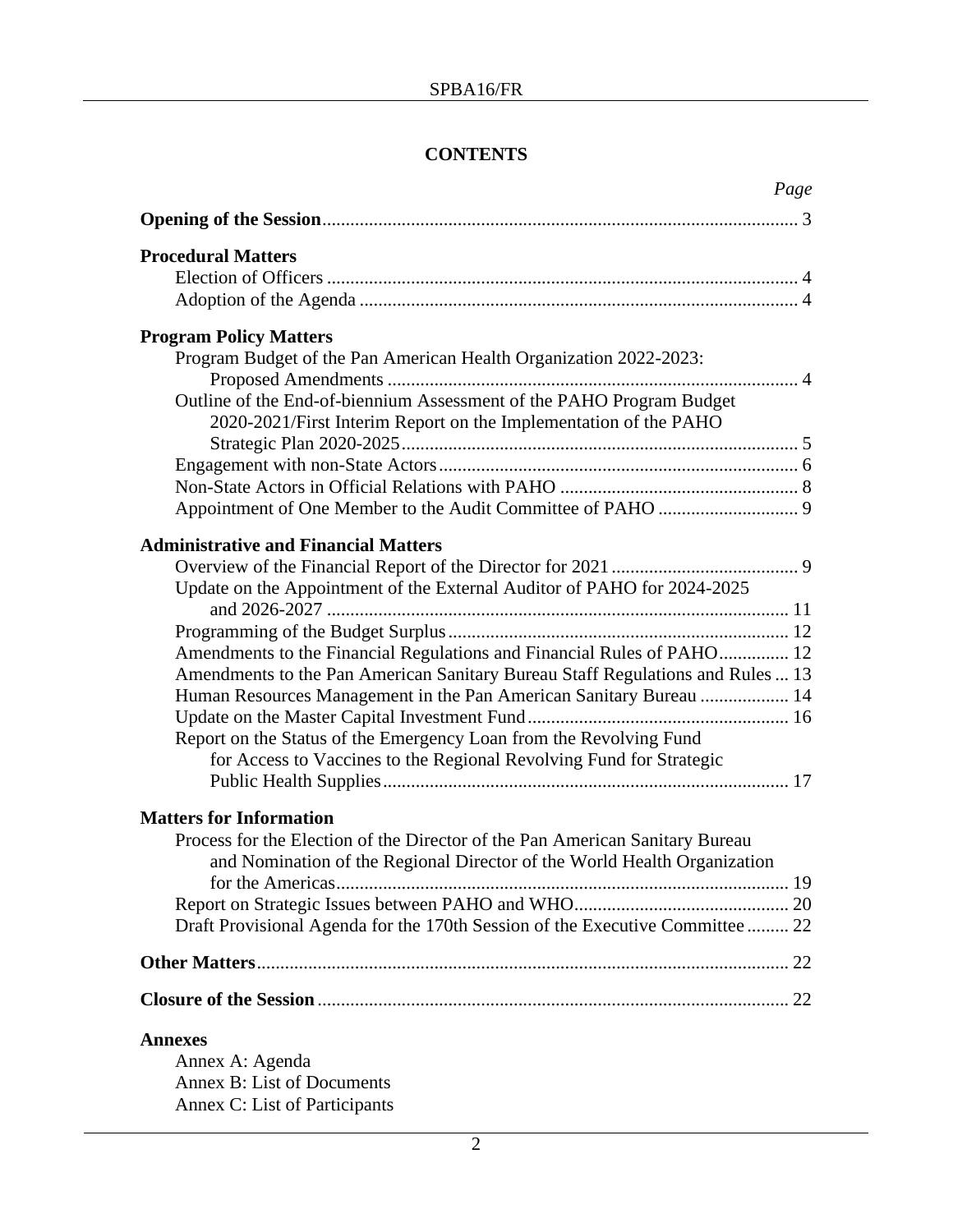## CONTENTS

*Page*

**Opening of the Session** ... 3

**Procedural Matters**

- Election of Officers ... 4
- Adoption of the Agenda ... 4

**Program Policy Matters**

- Program Budget of the Pan American Health Organization 2022-2023: Proposed Amendments ... 4
- Outline of the End-of-biennium Assessment of the PAHO Program Budget 2020-2021/First Interim Report on the Implementation of the PAHO Strategic Plan 2020-2025 ... 5
- Engagement with non-State Actors ... 6
- Non-State Actors in Official Relations with PAHO ... 8
- Appointment of One Member to the Audit Committee of PAHO ... 9

**Administrative and Financial Matters**

- Overview of the Financial Report of the Director for 2021 ... 9
- Update on the Appointment of the External Auditor of PAHO for 2024-2025 and 2026-2027 ... 11
- Programming of the Budget Surplus ... 12
- Amendments to the Financial Regulations and Financial Rules of PAHO ... 12
- Amendments to the Pan American Sanitary Bureau Staff Regulations and Rules ... 13
- Human Resources Management in the Pan American Sanitary Bureau ... 14
- Update on the Master Capital Investment Fund ... 16
- Report on the Status of the Emergency Loan from the Revolving Fund for Access to Vaccines to the Regional Revolving Fund for Strategic Public Health Supplies ... 17

**Matters for Information**

- Process for the Election of the Director of the Pan American Sanitary Bureau and Nomination of the Regional Director of the World Health Organization for the Americas ... 19
- Report on Strategic Issues between PAHO and WHO ... 20
- Draft Provisional Agenda for the 170th Session of the Executive Committee ... 22

**Other Matters** ... 22

**Closure of the Session** ... 22

**Annexes**

- Annex A: Agenda
- Annex B: List of Documents
- Annex C: List of Participants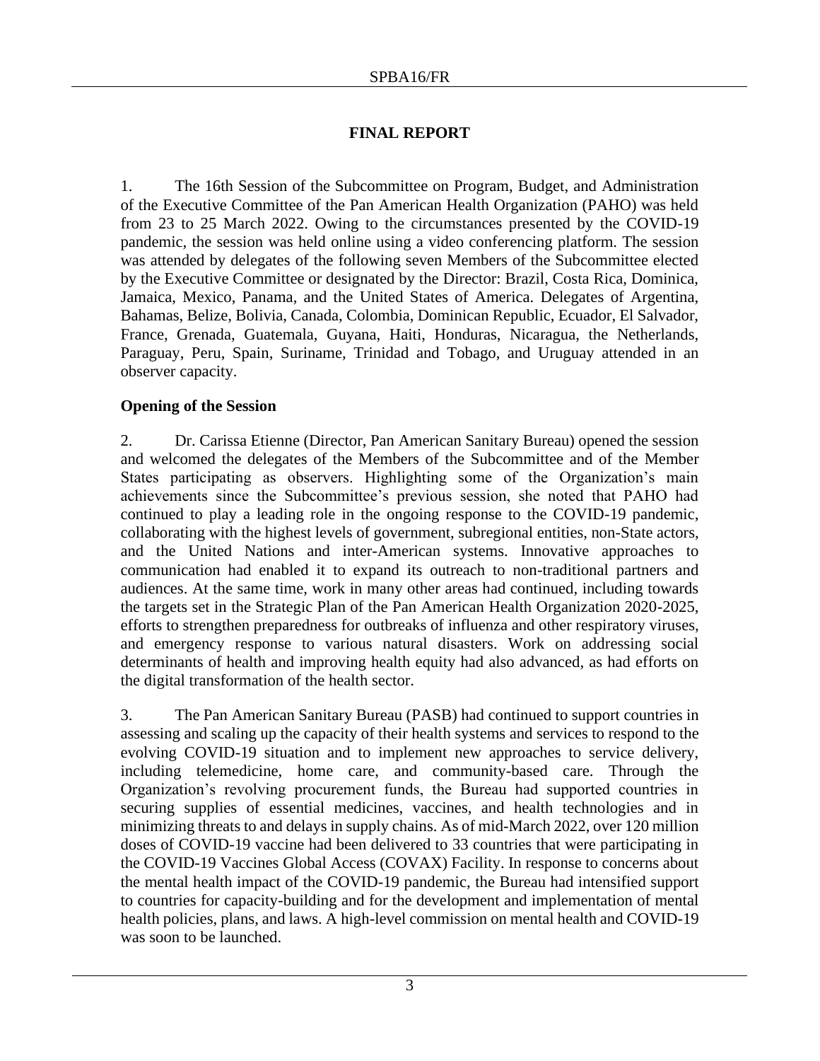# FINAL REPORT

1. The 16th Session of the Subcommittee on Program, Budget, and Administration of the Executive Committee of the Pan American Health Organization (PAHO) was held from 23 to 25 March 2022. Owing to the circumstances presented by the COVID-19 pandemic, the session was held online using a video conferencing platform. The session was attended by delegates of the following seven Members of the Subcommittee elected by the Executive Committee or designated by the Director: Brazil, Costa Rica, Dominica, Jamaica, Mexico, Panama, and the United States of America. Delegates of Argentina, Bahamas, Belize, Bolivia, Canada, Colombia, Dominican Republic, Ecuador, El Salvador, France, Grenada, Guatemala, Guyana, Haiti, Honduras, Nicaragua, the Netherlands, Paraguay, Peru, Spain, Suriname, Trinidad and Tobago, and Uruguay attended in an observer capacity.

## Opening of the Session

2. Dr. Carissa Etienne (Director, Pan American Sanitary Bureau) opened the session and welcomed the delegates of the Members of the Subcommittee and of the Member States participating as observers. Highlighting some of the Organization's main achievements since the Subcommittee's previous session, she noted that PAHO had continued to play a leading role in the ongoing response to the COVID-19 pandemic, collaborating with the highest levels of government, subregional entities, non-State actors, and the United Nations and inter-American systems. Innovative approaches to communication had enabled it to expand its outreach to non-traditional partners and audiences. At the same time, work in many other areas had continued, including towards the targets set in the Strategic Plan of the Pan American Health Organization 2020-2025, efforts to strengthen preparedness for outbreaks of influenza and other respiratory viruses, and emergency response to various natural disasters. Work on addressing social determinants of health and improving health equity had also advanced, as had efforts on the digital transformation of the health sector.

3. The Pan American Sanitary Bureau (PASB) had continued to support countries in assessing and scaling up the capacity of their health systems and services to respond to the evolving COVID-19 situation and to implement new approaches to service delivery, including telemedicine, home care, and community-based care. Through the Organization's revolving procurement funds, the Bureau had supported countries in securing supplies of essential medicines, vaccines, and health technologies and in minimizing threats to and delays in supply chains. As of mid-March 2022, over 120 million doses of COVID-19 vaccine had been delivered to 33 countries that were participating in the COVID-19 Vaccines Global Access (COVAX) Facility. In response to concerns about the mental health impact of the COVID-19 pandemic, the Bureau had intensified support to countries for capacity-building and for the development and implementation of mental health policies, plans, and laws. A high-level commission on mental health and COVID-19 was soon to be launched.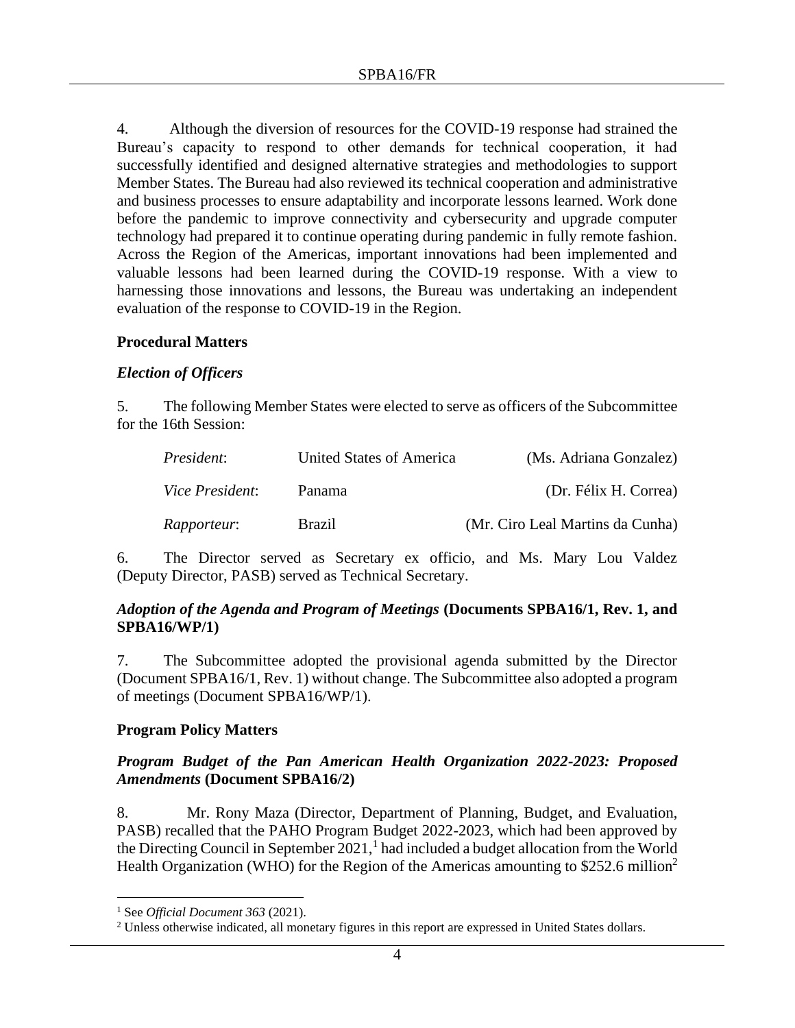4. Although the diversion of resources for the COVID-19 response had strained the Bureau's capacity to respond to other demands for technical cooperation, it had successfully identified and designed alternative strategies and methodologies to support Member States. The Bureau had also reviewed its technical cooperation and administrative and business processes to ensure adaptability and incorporate lessons learned. Work done before the pandemic to improve connectivity and cybersecurity and upgrade computer technology had prepared it to continue operating during pandemic in fully remote fashion. Across the Region of the Americas, important innovations had been implemented and valuable lessons had been learned during the COVID-19 response. With a view to harnessing those innovations and lessons, the Bureau was undertaking an independent evaluation of the response to COVID-19 in the Region.

## Procedural Matters

### *Election of Officers*

5. The following Member States were elected to serve as officers of the Subcommittee for the 16th Session:

| | | |
|---|---|---|
| *President*: | United States of America | (Ms. Adriana Gonzalez) |
| *Vice President*: | Panama | (Dr. Félix H. Correa) |
| *Rapporteur*: | Brazil | (Mr. Ciro Leal Martins da Cunha) |

6. The Director served as Secretary ex officio, and Ms. Mary Lou Valdez (Deputy Director, PASB) served as Technical Secretary.

### *Adoption of the Agenda and Program of Meetings* (Documents SPBA16/1, Rev. 1, and SPBA16/WP/1)

7. The Subcommittee adopted the provisional agenda submitted by the Director (Document SPBA16/1, Rev. 1) without change. The Subcommittee also adopted a program of meetings (Document SPBA16/WP/1).

## Program Policy Matters

### *Program Budget of the Pan American Health Organization 2022-2023: Proposed Amendments* (Document SPBA16/2)

8. Mr. Rony Maza (Director, Department of Planning, Budget, and Evaluation, PASB) recalled that the PAHO Program Budget 2022-2023, which had been approved by the Directing Council in September 2021,[1] had included a budget allocation from the World Health Organization (WHO) for the Region of the Americas amounting to $252.6 million[2]

---

[1] See *Official Document 363* (2021).

[2] Unless otherwise indicated, all monetary figures in this report are expressed in United States dollars.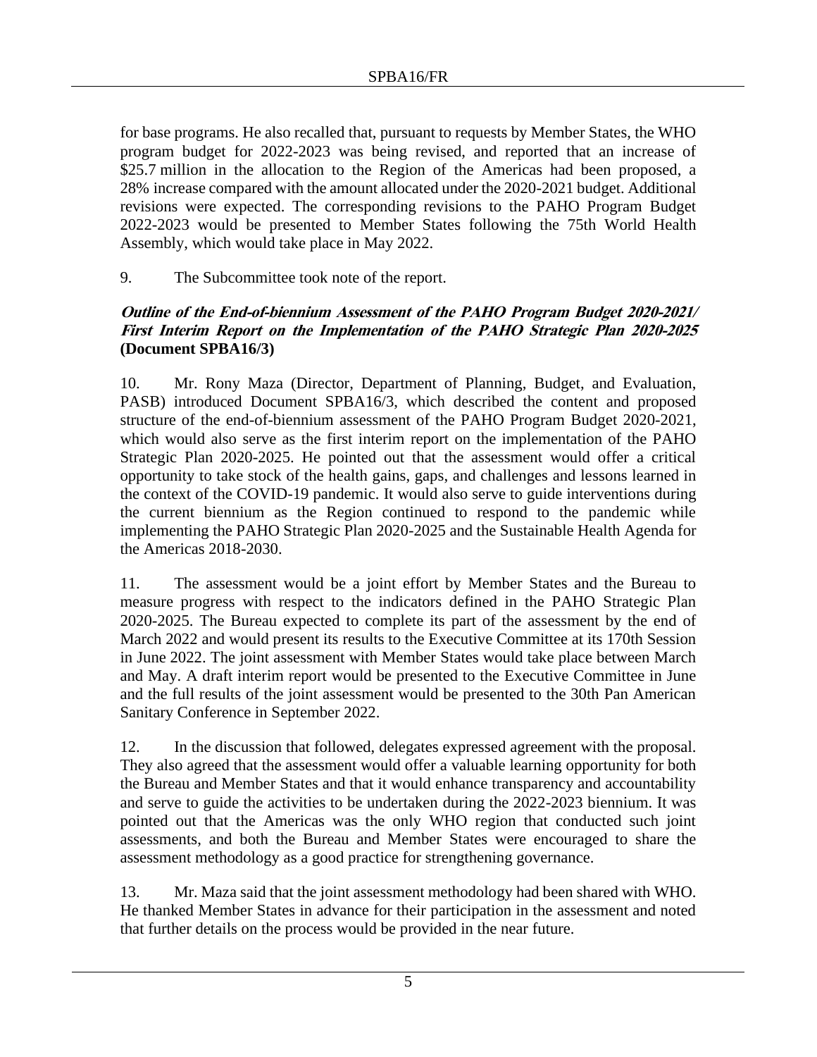for base programs. He also recalled that, pursuant to requests by Member States, the WHO program budget for 2022-2023 was being revised, and reported that an increase of $25.7 million in the allocation to the Region of the Americas had been proposed, a 28% increase compared with the amount allocated under the 2020-2021 budget. Additional revisions were expected. The corresponding revisions to the PAHO Program Budget 2022-2023 would be presented to Member States following the 75th World Health Assembly, which would take place in May 2022.

9. The Subcommittee took note of the report.

***Outline of the End-of-biennium Assessment of the PAHO Program Budget 2020-2021/ First Interim Report on the Implementation of the PAHO Strategic Plan 2020-2025* (Document SPBA16/3)**

10. Mr. Rony Maza (Director, Department of Planning, Budget, and Evaluation, PASB) introduced Document SPBA16/3, which described the content and proposed structure of the end-of-biennium assessment of the PAHO Program Budget 2020-2021, which would also serve as the first interim report on the implementation of the PAHO Strategic Plan 2020-2025. He pointed out that the assessment would offer a critical opportunity to take stock of the health gains, gaps, and challenges and lessons learned in the context of the COVID-19 pandemic. It would also serve to guide interventions during the current biennium as the Region continued to respond to the pandemic while implementing the PAHO Strategic Plan 2020-2025 and the Sustainable Health Agenda for the Americas 2018-2030.

11. The assessment would be a joint effort by Member States and the Bureau to measure progress with respect to the indicators defined in the PAHO Strategic Plan 2020-2025. The Bureau expected to complete its part of the assessment by the end of March 2022 and would present its results to the Executive Committee at its 170th Session in June 2022. The joint assessment with Member States would take place between March and May. A draft interim report would be presented to the Executive Committee in June and the full results of the joint assessment would be presented to the 30th Pan American Sanitary Conference in September 2022.

12. In the discussion that followed, delegates expressed agreement with the proposal. They also agreed that the assessment would offer a valuable learning opportunity for both the Bureau and Member States and that it would enhance transparency and accountability and serve to guide the activities to be undertaken during the 2022-2023 biennium. It was pointed out that the Americas was the only WHO region that conducted such joint assessments, and both the Bureau and Member States were encouraged to share the assessment methodology as a good practice for strengthening governance.

13. Mr. Maza said that the joint assessment methodology had been shared with WHO. He thanked Member States in advance for their participation in the assessment and noted that further details on the process would be provided in the near future.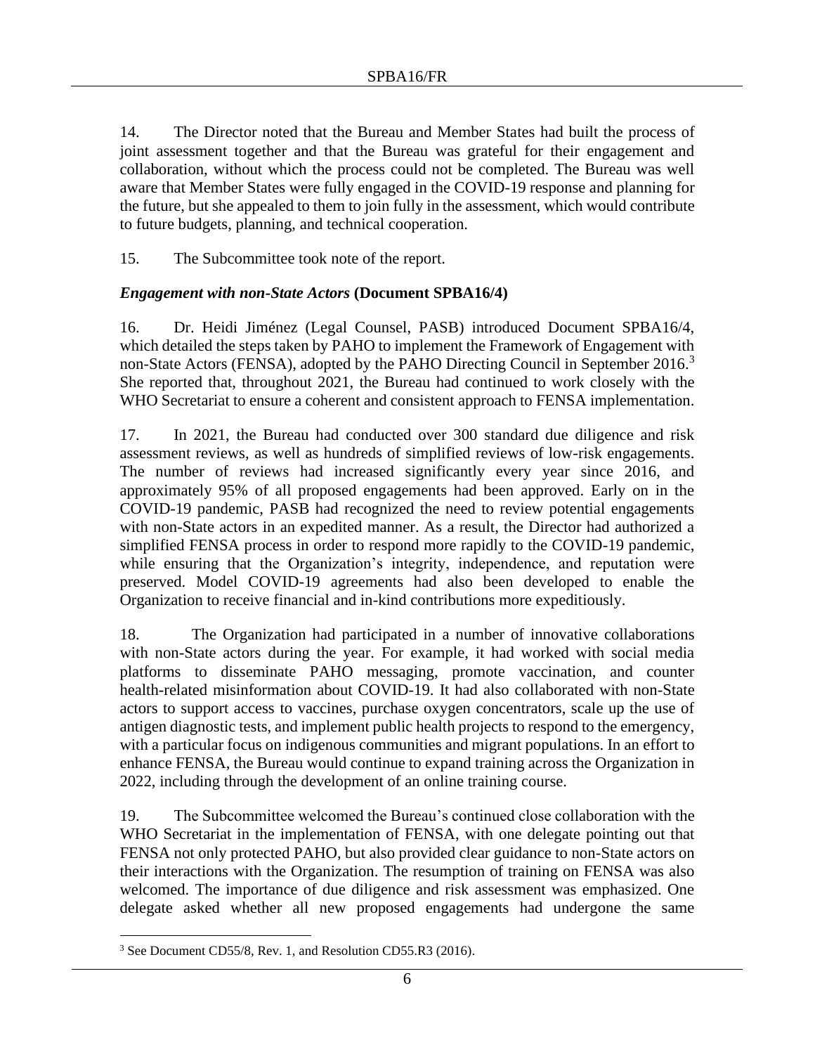14. The Director noted that the Bureau and Member States had built the process of joint assessment together and that the Bureau was grateful for their engagement and collaboration, without which the process could not be completed. The Bureau was well aware that Member States were fully engaged in the COVID-19 response and planning for the future, but she appealed to them to join fully in the assessment, which would contribute to future budgets, planning, and technical cooperation.

15. The Subcommittee took note of the report.

### *Engagement with non-State Actors* (Document SPBA16/4)

16. Dr. Heidi Jiménez (Legal Counsel, PASB) introduced Document SPBA16/4, which detailed the steps taken by PAHO to implement the Framework of Engagement with non-State Actors (FENSA), adopted by the PAHO Directing Council in September 2016.[3] She reported that, throughout 2021, the Bureau had continued to work closely with the WHO Secretariat to ensure a coherent and consistent approach to FENSA implementation.

17. In 2021, the Bureau had conducted over 300 standard due diligence and risk assessment reviews, as well as hundreds of simplified reviews of low-risk engagements. The number of reviews had increased significantly every year since 2016, and approximately 95% of all proposed engagements had been approved. Early on in the COVID-19 pandemic, PASB had recognized the need to review potential engagements with non-State actors in an expedited manner. As a result, the Director had authorized a simplified FENSA process in order to respond more rapidly to the COVID-19 pandemic, while ensuring that the Organization's integrity, independence, and reputation were preserved. Model COVID-19 agreements had also been developed to enable the Organization to receive financial and in-kind contributions more expeditiously.

18. The Organization had participated in a number of innovative collaborations with non-State actors during the year. For example, it had worked with social media platforms to disseminate PAHO messaging, promote vaccination, and counter health-related misinformation about COVID-19. It had also collaborated with non-State actors to support access to vaccines, purchase oxygen concentrators, scale up the use of antigen diagnostic tests, and implement public health projects to respond to the emergency, with a particular focus on indigenous communities and migrant populations. In an effort to enhance FENSA, the Bureau would continue to expand training across the Organization in 2022, including through the development of an online training course.

19. The Subcommittee welcomed the Bureau's continued close collaboration with the WHO Secretariat in the implementation of FENSA, with one delegate pointing out that FENSA not only protected PAHO, but also provided clear guidance to non-State actors on their interactions with the Organization. The resumption of training on FENSA was also welcomed. The importance of due diligence and risk assessment was emphasized. One delegate asked whether all new proposed engagements had undergone the same

---

[3] See Document CD55/8, Rev. 1, and Resolution CD55.R3 (2016).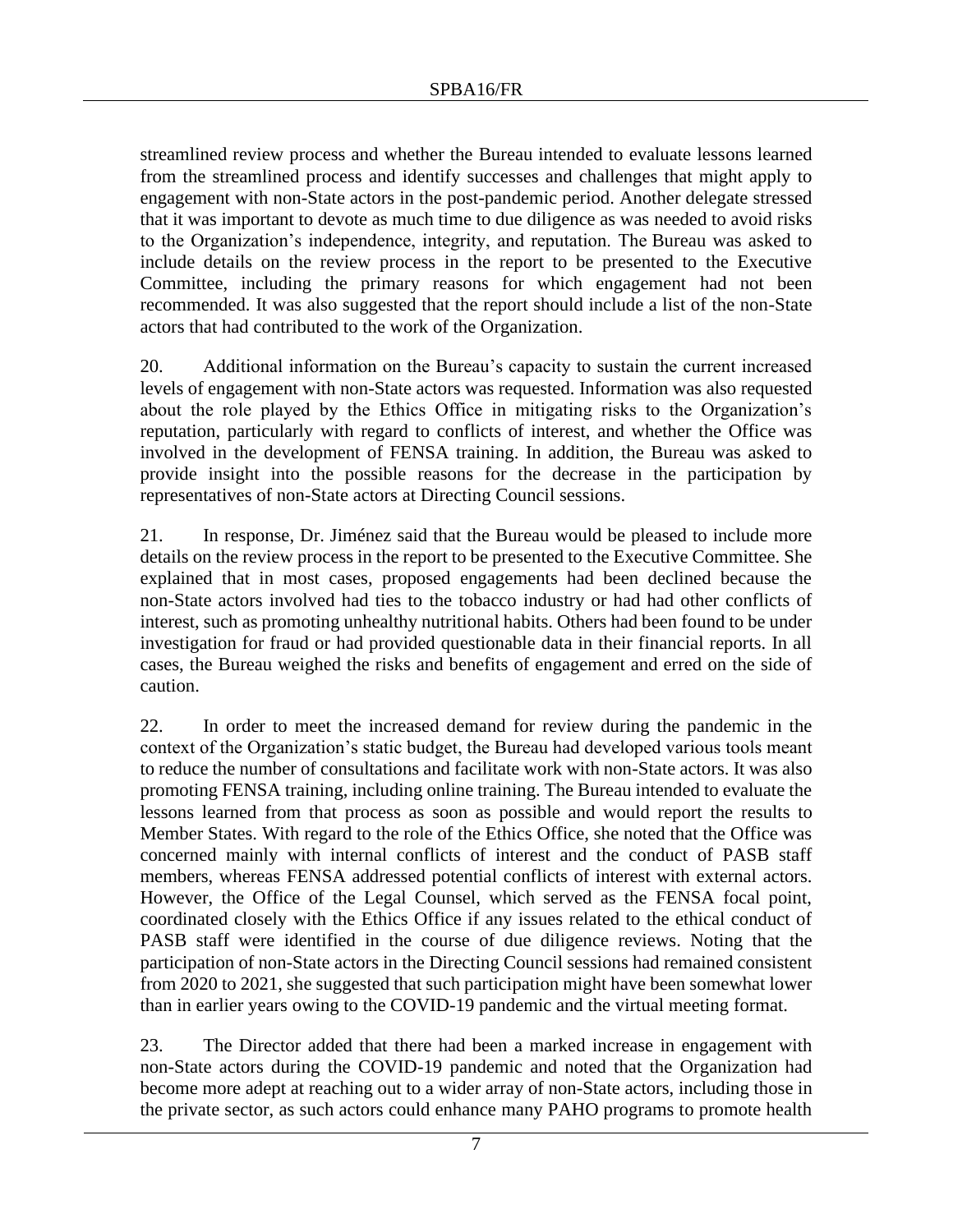streamlined review process and whether the Bureau intended to evaluate lessons learned from the streamlined process and identify successes and challenges that might apply to engagement with non-State actors in the post-pandemic period. Another delegate stressed that it was important to devote as much time to due diligence as was needed to avoid risks to the Organization's independence, integrity, and reputation. The Bureau was asked to include details on the review process in the report to be presented to the Executive Committee, including the primary reasons for which engagement had not been recommended. It was also suggested that the report should include a list of the non-State actors that had contributed to the work of the Organization.

20. Additional information on the Bureau's capacity to sustain the current increased levels of engagement with non-State actors was requested. Information was also requested about the role played by the Ethics Office in mitigating risks to the Organization's reputation, particularly with regard to conflicts of interest, and whether the Office was involved in the development of FENSA training. In addition, the Bureau was asked to provide insight into the possible reasons for the decrease in the participation by representatives of non-State actors at Directing Council sessions.

21. In response, Dr. Jiménez said that the Bureau would be pleased to include more details on the review process in the report to be presented to the Executive Committee. She explained that in most cases, proposed engagements had been declined because the non-State actors involved had ties to the tobacco industry or had had other conflicts of interest, such as promoting unhealthy nutritional habits. Others had been found to be under investigation for fraud or had provided questionable data in their financial reports. In all cases, the Bureau weighed the risks and benefits of engagement and erred on the side of caution.

22. In order to meet the increased demand for review during the pandemic in the context of the Organization's static budget, the Bureau had developed various tools meant to reduce the number of consultations and facilitate work with non-State actors. It was also promoting FENSA training, including online training. The Bureau intended to evaluate the lessons learned from that process as soon as possible and would report the results to Member States. With regard to the role of the Ethics Office, she noted that the Office was concerned mainly with internal conflicts of interest and the conduct of PASB staff members, whereas FENSA addressed potential conflicts of interest with external actors. However, the Office of the Legal Counsel, which served as the FENSA focal point, coordinated closely with the Ethics Office if any issues related to the ethical conduct of PASB staff were identified in the course of due diligence reviews. Noting that the participation of non-State actors in the Directing Council sessions had remained consistent from 2020 to 2021, she suggested that such participation might have been somewhat lower than in earlier years owing to the COVID-19 pandemic and the virtual meeting format.

23. The Director added that there had been a marked increase in engagement with non-State actors during the COVID-19 pandemic and noted that the Organization had become more adept at reaching out to a wider array of non-State actors, including those in the private sector, as such actors could enhance many PAHO programs to promote health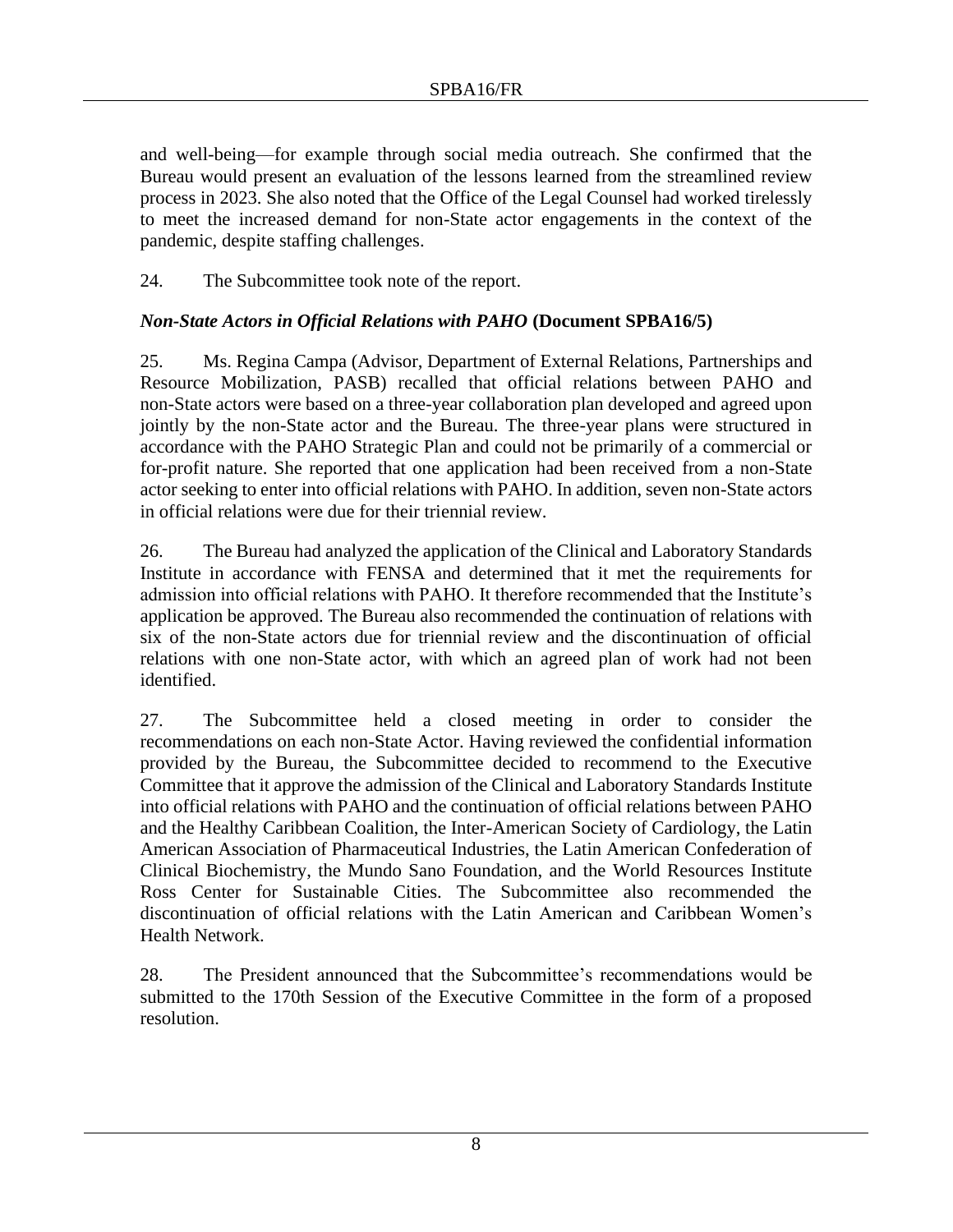and well-being—for example through social media outreach. She confirmed that the Bureau would present an evaluation of the lessons learned from the streamlined review process in 2023. She also noted that the Office of the Legal Counsel had worked tirelessly to meet the increased demand for non-State actor engagements in the context of the pandemic, despite staffing challenges.

24. The Subcommittee took note of the report.

### *Non-State Actors in Official Relations with PAHO* (Document SPBA16/5)

25. Ms. Regina Campa (Advisor, Department of External Relations, Partnerships and Resource Mobilization, PASB) recalled that official relations between PAHO and non-State actors were based on a three-year collaboration plan developed and agreed upon jointly by the non-State actor and the Bureau. The three-year plans were structured in accordance with the PAHO Strategic Plan and could not be primarily of a commercial or for-profit nature. She reported that one application had been received from a non-State actor seeking to enter into official relations with PAHO. In addition, seven non-State actors in official relations were due for their triennial review.

26. The Bureau had analyzed the application of the Clinical and Laboratory Standards Institute in accordance with FENSA and determined that it met the requirements for admission into official relations with PAHO. It therefore recommended that the Institute's application be approved. The Bureau also recommended the continuation of relations with six of the non-State actors due for triennial review and the discontinuation of official relations with one non-State actor, with which an agreed plan of work had not been identified.

27. The Subcommittee held a closed meeting in order to consider the recommendations on each non-State Actor. Having reviewed the confidential information provided by the Bureau, the Subcommittee decided to recommend to the Executive Committee that it approve the admission of the Clinical and Laboratory Standards Institute into official relations with PAHO and the continuation of official relations between PAHO and the Healthy Caribbean Coalition, the Inter-American Society of Cardiology, the Latin American Association of Pharmaceutical Industries, the Latin American Confederation of Clinical Biochemistry, the Mundo Sano Foundation, and the World Resources Institute Ross Center for Sustainable Cities. The Subcommittee also recommended the discontinuation of official relations with the Latin American and Caribbean Women's Health Network.

28. The President announced that the Subcommittee's recommendations would be submitted to the 170th Session of the Executive Committee in the form of a proposed resolution.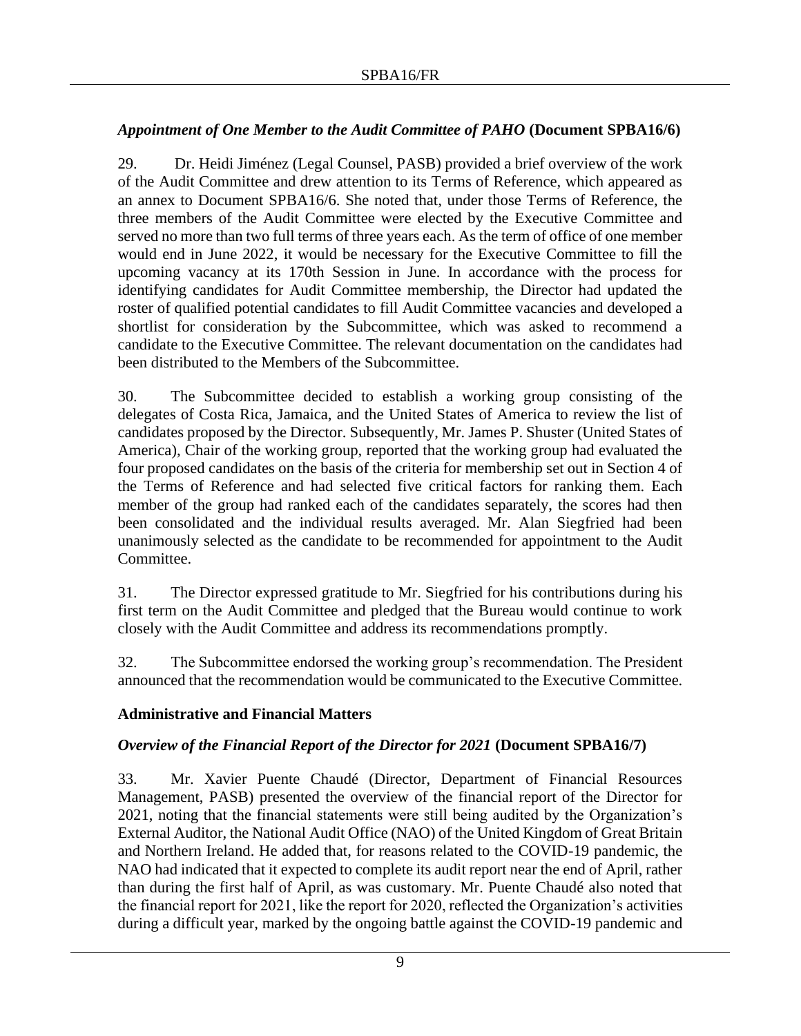### *Appointment of One Member to the Audit Committee of PAHO* (Document SPBA16/6)

29. Dr. Heidi Jiménez (Legal Counsel, PASB) provided a brief overview of the work of the Audit Committee and drew attention to its Terms of Reference, which appeared as an annex to Document SPBA16/6. She noted that, under those Terms of Reference, the three members of the Audit Committee were elected by the Executive Committee and served no more than two full terms of three years each. As the term of office of one member would end in June 2022, it would be necessary for the Executive Committee to fill the upcoming vacancy at its 170th Session in June. In accordance with the process for identifying candidates for Audit Committee membership, the Director had updated the roster of qualified potential candidates to fill Audit Committee vacancies and developed a shortlist for consideration by the Subcommittee, which was asked to recommend a candidate to the Executive Committee. The relevant documentation on the candidates had been distributed to the Members of the Subcommittee.

30. The Subcommittee decided to establish a working group consisting of the delegates of Costa Rica, Jamaica, and the United States of America to review the list of candidates proposed by the Director. Subsequently, Mr. James P. Shuster (United States of America), Chair of the working group, reported that the working group had evaluated the four proposed candidates on the basis of the criteria for membership set out in Section 4 of the Terms of Reference and had selected five critical factors for ranking them. Each member of the group had ranked each of the candidates separately, the scores had then been consolidated and the individual results averaged. Mr. Alan Siegfried had been unanimously selected as the candidate to be recommended for appointment to the Audit Committee.

31. The Director expressed gratitude to Mr. Siegfried for his contributions during his first term on the Audit Committee and pledged that the Bureau would continue to work closely with the Audit Committee and address its recommendations promptly.

32. The Subcommittee endorsed the working group's recommendation. The President announced that the recommendation would be communicated to the Executive Committee.

## Administrative and Financial Matters

### *Overview of the Financial Report of the Director for 2021* (Document SPBA16/7)

33. Mr. Xavier Puente Chaudé (Director, Department of Financial Resources Management, PASB) presented the overview of the financial report of the Director for 2021, noting that the financial statements were still being audited by the Organization's External Auditor, the National Audit Office (NAO) of the United Kingdom of Great Britain and Northern Ireland. He added that, for reasons related to the COVID-19 pandemic, the NAO had indicated that it expected to complete its audit report near the end of April, rather than during the first half of April, as was customary. Mr. Puente Chaudé also noted that the financial report for 2021, like the report for 2020, reflected the Organization's activities during a difficult year, marked by the ongoing battle against the COVID-19 pandemic and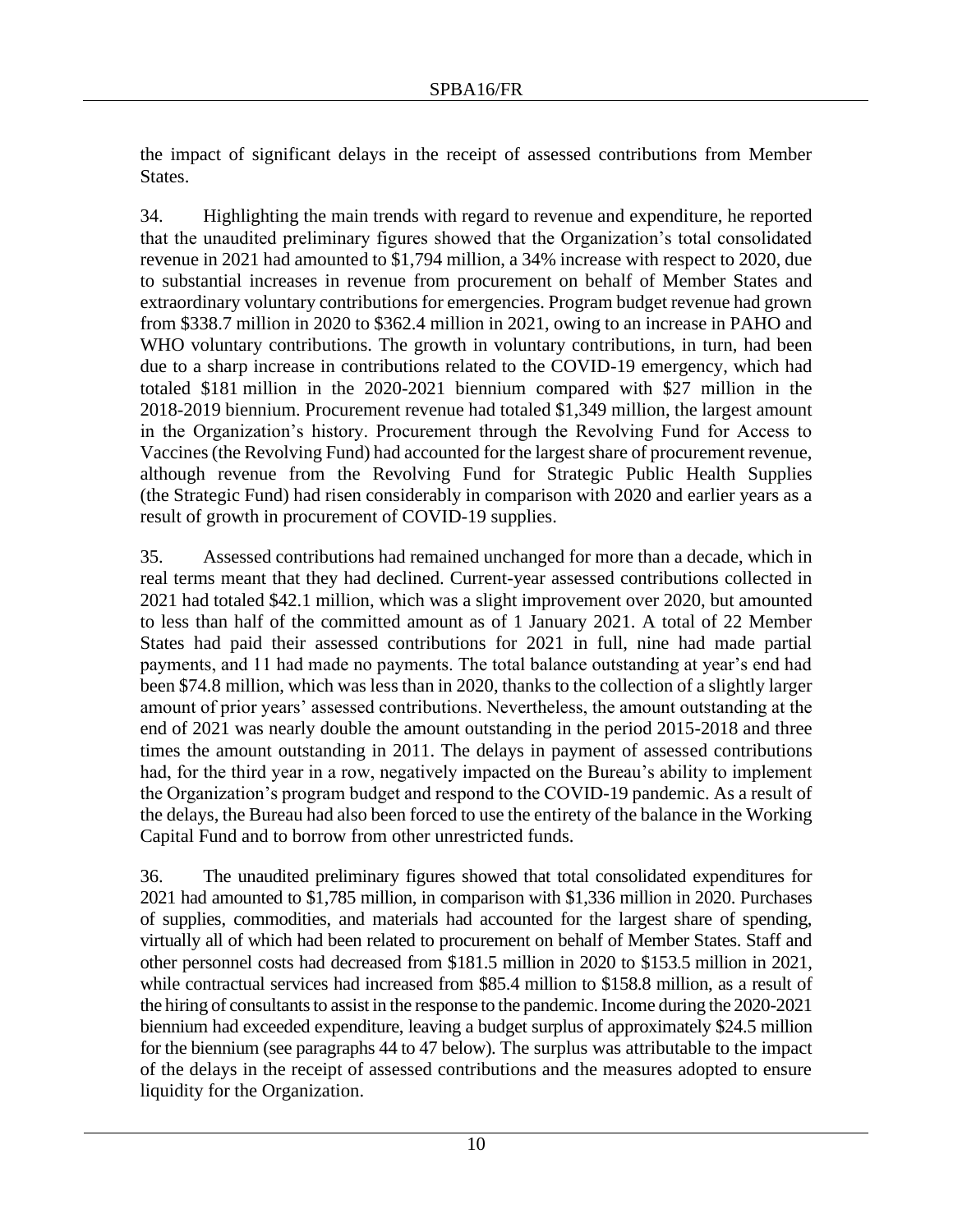the impact of significant delays in the receipt of assessed contributions from Member States.

34. Highlighting the main trends with regard to revenue and expenditure, he reported that the unaudited preliminary figures showed that the Organization's total consolidated revenue in 2021 had amounted to $1,794 million, a 34% increase with respect to 2020, due to substantial increases in revenue from procurement on behalf of Member States and extraordinary voluntary contributions for emergencies. Program budget revenue had grown from $338.7 million in 2020 to $362.4 million in 2021, owing to an increase in PAHO and WHO voluntary contributions. The growth in voluntary contributions, in turn, had been due to a sharp increase in contributions related to the COVID-19 emergency, which had totaled $181 million in the 2020-2021 biennium compared with $27 million in the 2018-2019 biennium. Procurement revenue had totaled $1,349 million, the largest amount in the Organization's history. Procurement through the Revolving Fund for Access to Vaccines (the Revolving Fund) had accounted for the largest share of procurement revenue, although revenue from the Revolving Fund for Strategic Public Health Supplies (the Strategic Fund) had risen considerably in comparison with 2020 and earlier years as a result of growth in procurement of COVID-19 supplies.

35. Assessed contributions had remained unchanged for more than a decade, which in real terms meant that they had declined. Current-year assessed contributions collected in 2021 had totaled $42.1 million, which was a slight improvement over 2020, but amounted to less than half of the committed amount as of 1 January 2021. A total of 22 Member States had paid their assessed contributions for 2021 in full, nine had made partial payments, and 11 had made no payments. The total balance outstanding at year's end had been $74.8 million, which was less than in 2020, thanks to the collection of a slightly larger amount of prior years' assessed contributions. Nevertheless, the amount outstanding at the end of 2021 was nearly double the amount outstanding in the period 2015-2018 and three times the amount outstanding in 2011. The delays in payment of assessed contributions had, for the third year in a row, negatively impacted on the Bureau's ability to implement the Organization's program budget and respond to the COVID-19 pandemic. As a result of the delays, the Bureau had also been forced to use the entirety of the balance in the Working Capital Fund and to borrow from other unrestricted funds.

36. The unaudited preliminary figures showed that total consolidated expenditures for 2021 had amounted to $1,785 million, in comparison with $1,336 million in 2020. Purchases of supplies, commodities, and materials had accounted for the largest share of spending, virtually all of which had been related to procurement on behalf of Member States. Staff and other personnel costs had decreased from $181.5 million in 2020 to $153.5 million in 2021, while contractual services had increased from $85.4 million to $158.8 million, as a result of the hiring of consultants to assist in the response to the pandemic. Income during the 2020-2021 biennium had exceeded expenditure, leaving a budget surplus of approximately $24.5 million for the biennium (see paragraphs 44 to 47 below). The surplus was attributable to the impact of the delays in the receipt of assessed contributions and the measures adopted to ensure liquidity for the Organization.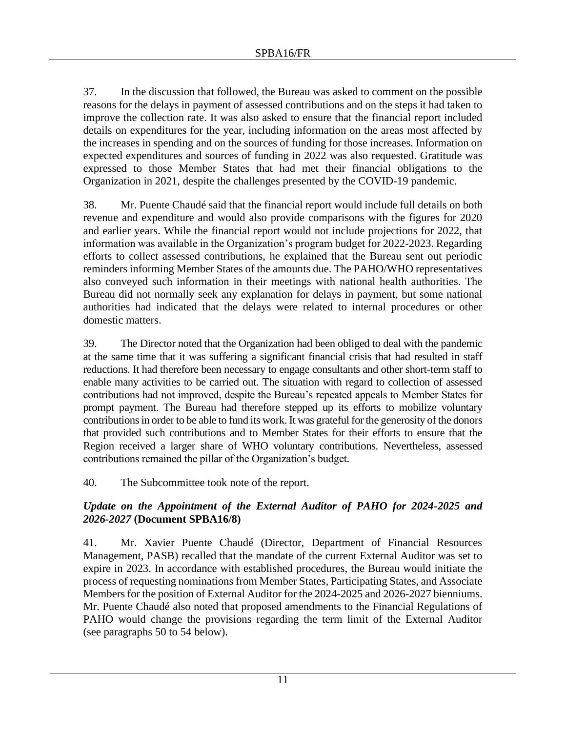37. In the discussion that followed, the Bureau was asked to comment on the possible reasons for the delays in payment of assessed contributions and on the steps it had taken to improve the collection rate. It was also asked to ensure that the financial report included details on expenditures for the year, including information on the areas most affected by the increases in spending and on the sources of funding for those increases. Information on expected expenditures and sources of funding in 2022 was also requested. Gratitude was expressed to those Member States that had met their financial obligations to the Organization in 2021, despite the challenges presented by the COVID-19 pandemic.

38. Mr. Puente Chaudé said that the financial report would include full details on both revenue and expenditure and would also provide comparisons with the figures for 2020 and earlier years. While the financial report would not include projections for 2022, that information was available in the Organization's program budget for 2022-2023. Regarding efforts to collect assessed contributions, he explained that the Bureau sent out periodic reminders informing Member States of the amounts due. The PAHO/WHO representatives also conveyed such information in their meetings with national health authorities. The Bureau did not normally seek any explanation for delays in payment, but some national authorities had indicated that the delays were related to internal procedures or other domestic matters.

39. The Director noted that the Organization had been obliged to deal with the pandemic at the same time that it was suffering a significant financial crisis that had resulted in staff reductions. It had therefore been necessary to engage consultants and other short-term staff to enable many activities to be carried out. The situation with regard to collection of assessed contributions had not improved, despite the Bureau's repeated appeals to Member States for prompt payment. The Bureau had therefore stepped up its efforts to mobilize voluntary contributions in order to be able to fund its work. It was grateful for the generosity of the donors that provided such contributions and to Member States for their efforts to ensure that the Region received a larger share of WHO voluntary contributions. Nevertheless, assessed contributions remained the pillar of the Organization's budget.

40. The Subcommittee took note of the report.

### *Update on the Appointment of the External Auditor of PAHO for 2024-2025 and 2026-2027* (Document SPBA16/8)

41. Mr. Xavier Puente Chaudé (Director, Department of Financial Resources Management, PASB) recalled that the mandate of the current External Auditor was set to expire in 2023. In accordance with established procedures, the Bureau would initiate the process of requesting nominations from Member States, Participating States, and Associate Members for the position of External Auditor for the 2024-2025 and 2026-2027 bienniums. Mr. Puente Chaudé also noted that proposed amendments to the Financial Regulations of PAHO would change the provisions regarding the term limit of the External Auditor (see paragraphs 50 to 54 below).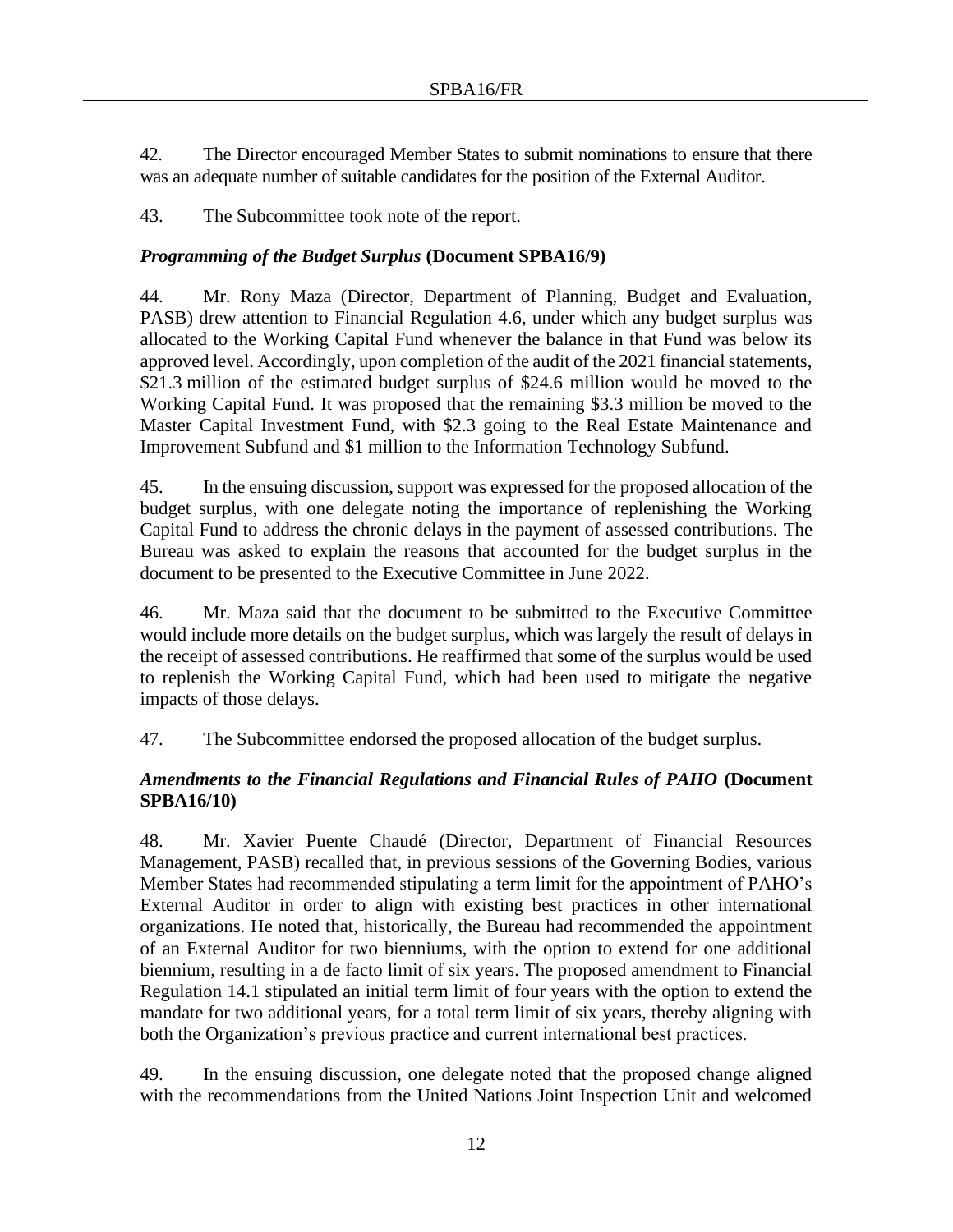42. The Director encouraged Member States to submit nominations to ensure that there was an adequate number of suitable candidates for the position of the External Auditor.

43. The Subcommittee took note of the report.

### *Programming of the Budget Surplus* (Document SPBA16/9)

44. Mr. Rony Maza (Director, Department of Planning, Budget and Evaluation, PASB) drew attention to Financial Regulation 4.6, under which any budget surplus was allocated to the Working Capital Fund whenever the balance in that Fund was below its approved level. Accordingly, upon completion of the audit of the 2021 financial statements, $21.3 million of the estimated budget surplus of $24.6 million would be moved to the Working Capital Fund. It was proposed that the remaining $3.3 million be moved to the Master Capital Investment Fund, with $2.3 going to the Real Estate Maintenance and Improvement Subfund and $1 million to the Information Technology Subfund.

45. In the ensuing discussion, support was expressed for the proposed allocation of the budget surplus, with one delegate noting the importance of replenishing the Working Capital Fund to address the chronic delays in the payment of assessed contributions. The Bureau was asked to explain the reasons that accounted for the budget surplus in the document to be presented to the Executive Committee in June 2022.

46. Mr. Maza said that the document to be submitted to the Executive Committee would include more details on the budget surplus, which was largely the result of delays in the receipt of assessed contributions. He reaffirmed that some of the surplus would be used to replenish the Working Capital Fund, which had been used to mitigate the negative impacts of those delays.

47. The Subcommittee endorsed the proposed allocation of the budget surplus.

### *Amendments to the Financial Regulations and Financial Rules of PAHO* (Document SPBA16/10)

48. Mr. Xavier Puente Chaudé (Director, Department of Financial Resources Management, PASB) recalled that, in previous sessions of the Governing Bodies, various Member States had recommended stipulating a term limit for the appointment of PAHO's External Auditor in order to align with existing best practices in other international organizations. He noted that, historically, the Bureau had recommended the appointment of an External Auditor for two bienniums, with the option to extend for one additional biennium, resulting in a de facto limit of six years. The proposed amendment to Financial Regulation 14.1 stipulated an initial term limit of four years with the option to extend the mandate for two additional years, for a total term limit of six years, thereby aligning with both the Organization's previous practice and current international best practices.

49. In the ensuing discussion, one delegate noted that the proposed change aligned with the recommendations from the United Nations Joint Inspection Unit and welcomed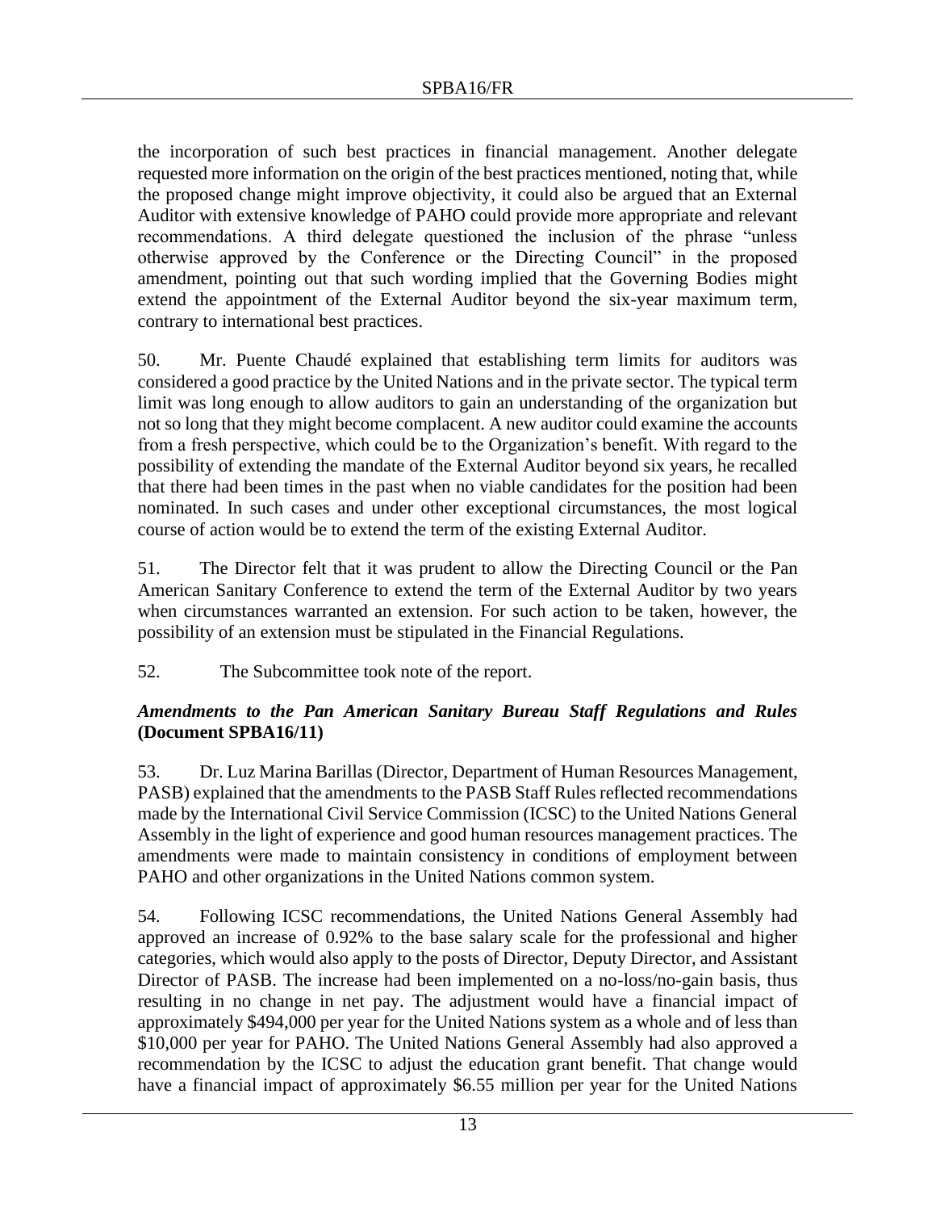the incorporation of such best practices in financial management. Another delegate requested more information on the origin of the best practices mentioned, noting that, while the proposed change might improve objectivity, it could also be argued that an External Auditor with extensive knowledge of PAHO could provide more appropriate and relevant recommendations. A third delegate questioned the inclusion of the phrase "unless otherwise approved by the Conference or the Directing Council" in the proposed amendment, pointing out that such wording implied that the Governing Bodies might extend the appointment of the External Auditor beyond the six-year maximum term, contrary to international best practices.

50. Mr. Puente Chaudé explained that establishing term limits for auditors was considered a good practice by the United Nations and in the private sector. The typical term limit was long enough to allow auditors to gain an understanding of the organization but not so long that they might become complacent. A new auditor could examine the accounts from a fresh perspective, which could be to the Organization's benefit. With regard to the possibility of extending the mandate of the External Auditor beyond six years, he recalled that there had been times in the past when no viable candidates for the position had been nominated. In such cases and under other exceptional circumstances, the most logical course of action would be to extend the term of the existing External Auditor.

51. The Director felt that it was prudent to allow the Directing Council or the Pan American Sanitary Conference to extend the term of the External Auditor by two years when circumstances warranted an extension. For such action to be taken, however, the possibility of an extension must be stipulated in the Financial Regulations.

52. The Subcommittee took note of the report.

***Amendments to the Pan American Sanitary Bureau Staff Regulations and Rules* (Document SPBA16/11)**

53. Dr. Luz Marina Barillas (Director, Department of Human Resources Management, PASB) explained that the amendments to the PASB Staff Rules reflected recommendations made by the International Civil Service Commission (ICSC) to the United Nations General Assembly in the light of experience and good human resources management practices. The amendments were made to maintain consistency in conditions of employment between PAHO and other organizations in the United Nations common system.

54. Following ICSC recommendations, the United Nations General Assembly had approved an increase of 0.92% to the base salary scale for the professional and higher categories, which would also apply to the posts of Director, Deputy Director, and Assistant Director of PASB. The increase had been implemented on a no-loss/no-gain basis, thus resulting in no change in net pay. The adjustment would have a financial impact of approximately \$494,000 per year for the United Nations system as a whole and of less than \$10,000 per year for PAHO. The United Nations General Assembly had also approved a recommendation by the ICSC to adjust the education grant benefit. That change would have a financial impact of approximately \$6.55 million per year for the United Nations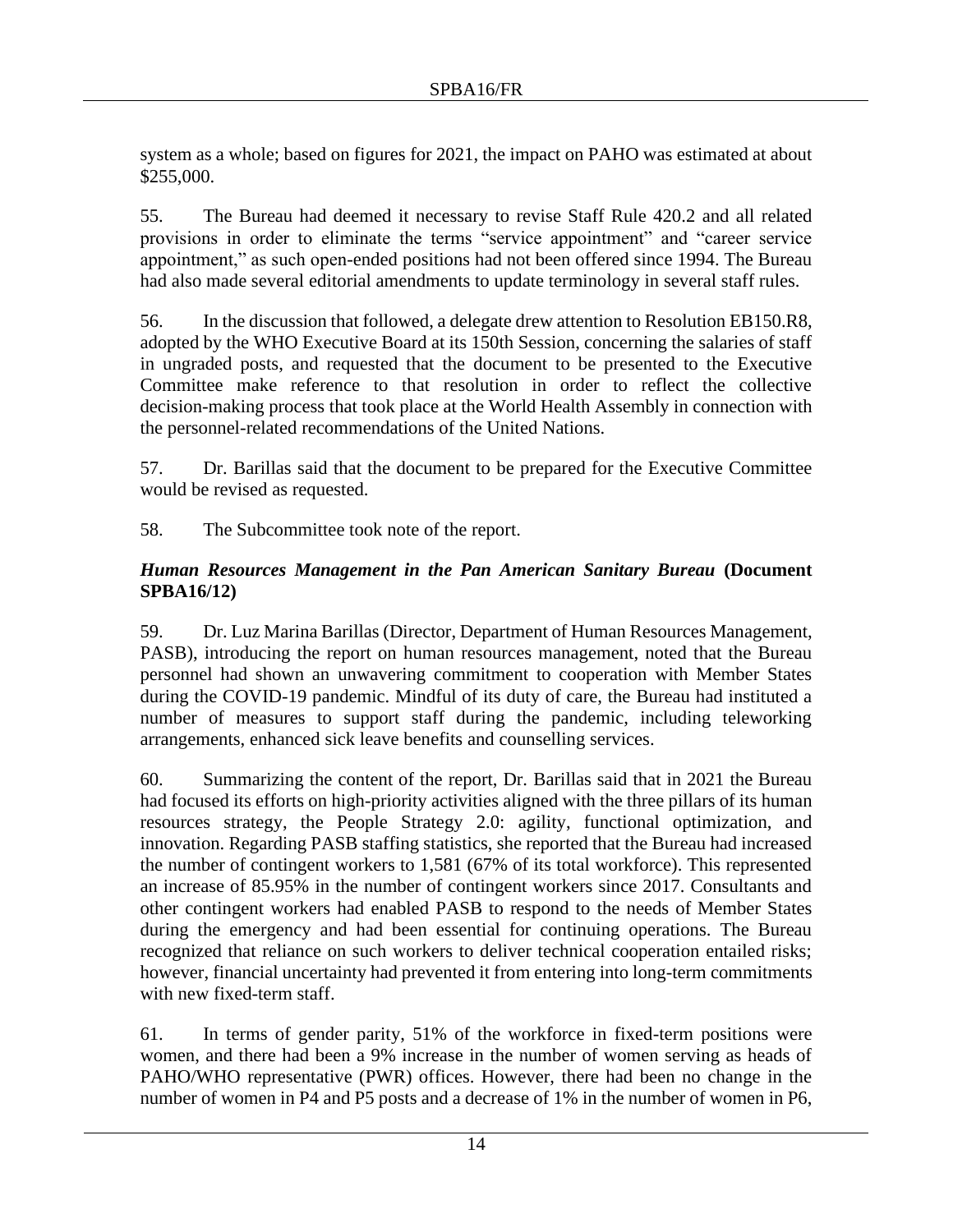system as a whole; based on figures for 2021, the impact on PAHO was estimated at about $255,000.

55. The Bureau had deemed it necessary to revise Staff Rule 420.2 and all related provisions in order to eliminate the terms "service appointment" and "career service appointment," as such open-ended positions had not been offered since 1994. The Bureau had also made several editorial amendments to update terminology in several staff rules.

56. In the discussion that followed, a delegate drew attention to Resolution EB150.R8, adopted by the WHO Executive Board at its 150th Session, concerning the salaries of staff in ungraded posts, and requested that the document to be presented to the Executive Committee make reference to that resolution in order to reflect the collective decision-making process that took place at the World Health Assembly in connection with the personnel-related recommendations of the United Nations.

57. Dr. Barillas said that the document to be prepared for the Executive Committee would be revised as requested.

58. The Subcommittee took note of the report.

### *Human Resources Management in the Pan American Sanitary Bureau* (Document SPBA16/12)

59. Dr. Luz Marina Barillas (Director, Department of Human Resources Management, PASB), introducing the report on human resources management, noted that the Bureau personnel had shown an unwavering commitment to cooperation with Member States during the COVID-19 pandemic. Mindful of its duty of care, the Bureau had instituted a number of measures to support staff during the pandemic, including teleworking arrangements, enhanced sick leave benefits and counselling services.

60. Summarizing the content of the report, Dr. Barillas said that in 2021 the Bureau had focused its efforts on high-priority activities aligned with the three pillars of its human resources strategy, the People Strategy 2.0: agility, functional optimization, and innovation. Regarding PASB staffing statistics, she reported that the Bureau had increased the number of contingent workers to 1,581 (67% of its total workforce). This represented an increase of 85.95% in the number of contingent workers since 2017. Consultants and other contingent workers had enabled PASB to respond to the needs of Member States during the emergency and had been essential for continuing operations. The Bureau recognized that reliance on such workers to deliver technical cooperation entailed risks; however, financial uncertainty had prevented it from entering into long-term commitments with new fixed-term staff.

61. In terms of gender parity, 51% of the workforce in fixed-term positions were women, and there had been a 9% increase in the number of women serving as heads of PAHO/WHO representative (PWR) offices. However, there had been no change in the number of women in P4 and P5 posts and a decrease of 1% in the number of women in P6,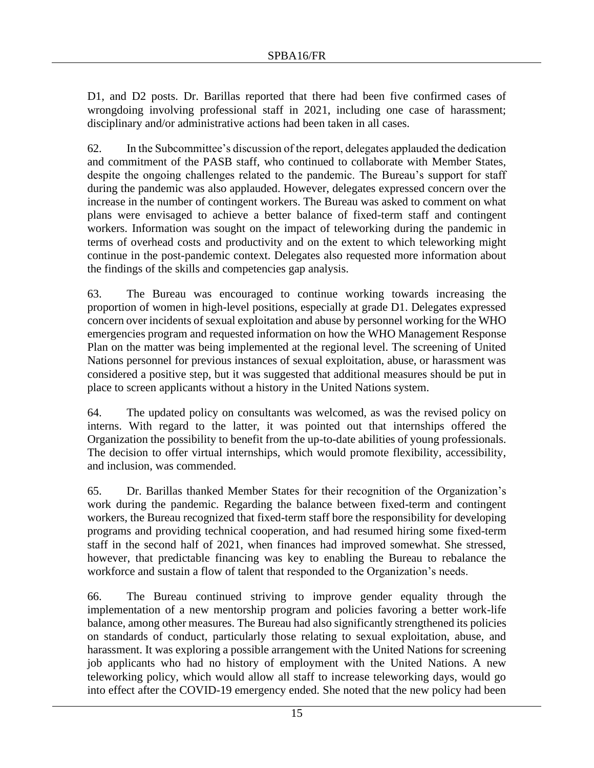D1, and D2 posts. Dr. Barillas reported that there had been five confirmed cases of wrongdoing involving professional staff in 2021, including one case of harassment; disciplinary and/or administrative actions had been taken in all cases.

62. In the Subcommittee's discussion of the report, delegates applauded the dedication and commitment of the PASB staff, who continued to collaborate with Member States, despite the ongoing challenges related to the pandemic. The Bureau's support for staff during the pandemic was also applauded. However, delegates expressed concern over the increase in the number of contingent workers. The Bureau was asked to comment on what plans were envisaged to achieve a better balance of fixed-term staff and contingent workers. Information was sought on the impact of teleworking during the pandemic in terms of overhead costs and productivity and on the extent to which teleworking might continue in the post-pandemic context. Delegates also requested more information about the findings of the skills and competencies gap analysis.

63. The Bureau was encouraged to continue working towards increasing the proportion of women in high-level positions, especially at grade D1. Delegates expressed concern over incidents of sexual exploitation and abuse by personnel working for the WHO emergencies program and requested information on how the WHO Management Response Plan on the matter was being implemented at the regional level. The screening of United Nations personnel for previous instances of sexual exploitation, abuse, or harassment was considered a positive step, but it was suggested that additional measures should be put in place to screen applicants without a history in the United Nations system.

64. The updated policy on consultants was welcomed, as was the revised policy on interns. With regard to the latter, it was pointed out that internships offered the Organization the possibility to benefit from the up-to-date abilities of young professionals. The decision to offer virtual internships, which would promote flexibility, accessibility, and inclusion, was commended.

65. Dr. Barillas thanked Member States for their recognition of the Organization's work during the pandemic. Regarding the balance between fixed-term and contingent workers, the Bureau recognized that fixed-term staff bore the responsibility for developing programs and providing technical cooperation, and had resumed hiring some fixed-term staff in the second half of 2021, when finances had improved somewhat. She stressed, however, that predictable financing was key to enabling the Bureau to rebalance the workforce and sustain a flow of talent that responded to the Organization's needs.

66. The Bureau continued striving to improve gender equality through the implementation of a new mentorship program and policies favoring a better work-life balance, among other measures. The Bureau had also significantly strengthened its policies on standards of conduct, particularly those relating to sexual exploitation, abuse, and harassment. It was exploring a possible arrangement with the United Nations for screening job applicants who had no history of employment with the United Nations. A new teleworking policy, which would allow all staff to increase teleworking days, would go into effect after the COVID-19 emergency ended. She noted that the new policy had been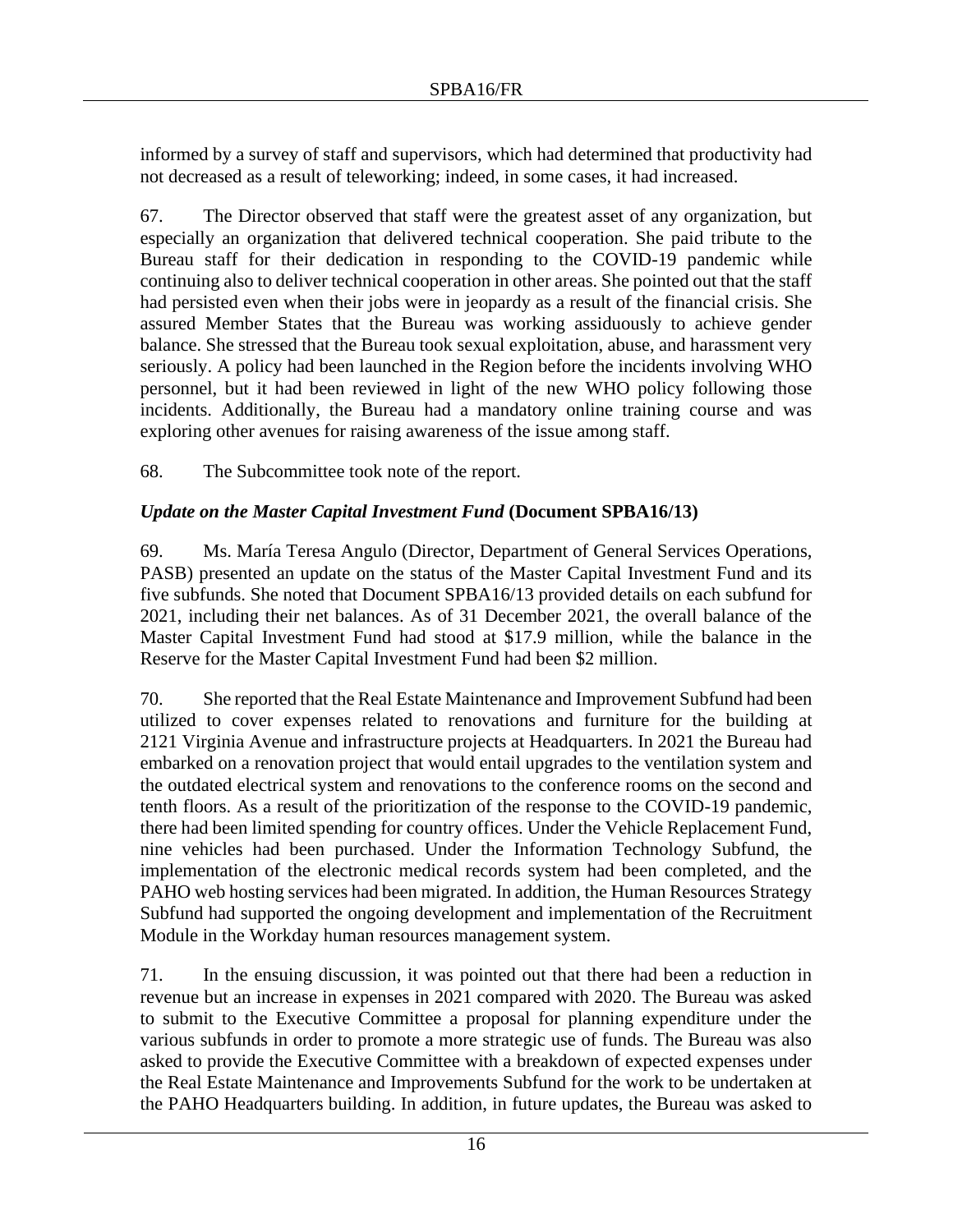informed by a survey of staff and supervisors, which had determined that productivity had not decreased as a result of teleworking; indeed, in some cases, it had increased.

67. The Director observed that staff were the greatest asset of any organization, but especially an organization that delivered technical cooperation. She paid tribute to the Bureau staff for their dedication in responding to the COVID-19 pandemic while continuing also to deliver technical cooperation in other areas. She pointed out that the staff had persisted even when their jobs were in jeopardy as a result of the financial crisis. She assured Member States that the Bureau was working assiduously to achieve gender balance. She stressed that the Bureau took sexual exploitation, abuse, and harassment very seriously. A policy had been launched in the Region before the incidents involving WHO personnel, but it had been reviewed in light of the new WHO policy following those incidents. Additionally, the Bureau had a mandatory online training course and was exploring other avenues for raising awareness of the issue among staff.

68. The Subcommittee took note of the report.

***Update on the Master Capital Investment Fund* (Document SPBA16/13)**

69. Ms. María Teresa Angulo (Director, Department of General Services Operations, PASB) presented an update on the status of the Master Capital Investment Fund and its five subfunds. She noted that Document SPBA16/13 provided details on each subfund for 2021, including their net balances. As of 31 December 2021, the overall balance of the Master Capital Investment Fund had stood at $17.9 million, while the balance in the Reserve for the Master Capital Investment Fund had been $2 million.

70. She reported that the Real Estate Maintenance and Improvement Subfund had been utilized to cover expenses related to renovations and furniture for the building at 2121 Virginia Avenue and infrastructure projects at Headquarters. In 2021 the Bureau had embarked on a renovation project that would entail upgrades to the ventilation system and the outdated electrical system and renovations to the conference rooms on the second and tenth floors. As a result of the prioritization of the response to the COVID-19 pandemic, there had been limited spending for country offices. Under the Vehicle Replacement Fund, nine vehicles had been purchased. Under the Information Technology Subfund, the implementation of the electronic medical records system had been completed, and the PAHO web hosting services had been migrated. In addition, the Human Resources Strategy Subfund had supported the ongoing development and implementation of the Recruitment Module in the Workday human resources management system.

71. In the ensuing discussion, it was pointed out that there had been a reduction in revenue but an increase in expenses in 2021 compared with 2020. The Bureau was asked to submit to the Executive Committee a proposal for planning expenditure under the various subfunds in order to promote a more strategic use of funds. The Bureau was also asked to provide the Executive Committee with a breakdown of expected expenses under the Real Estate Maintenance and Improvements Subfund for the work to be undertaken at the PAHO Headquarters building. In addition, in future updates, the Bureau was asked to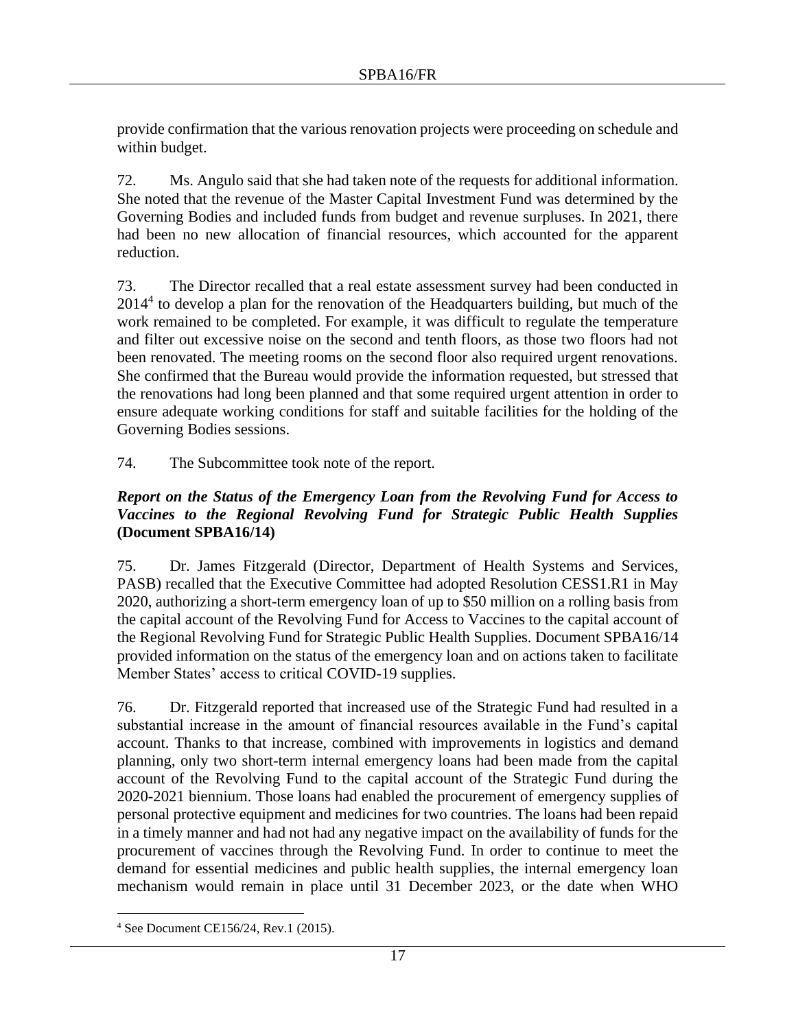provide confirmation that the various renovation projects were proceeding on schedule and within budget.

72. Ms. Angulo said that she had taken note of the requests for additional information. She noted that the revenue of the Master Capital Investment Fund was determined by the Governing Bodies and included funds from budget and revenue surpluses. In 2021, there had been no new allocation of financial resources, which accounted for the apparent reduction.

73. The Director recalled that a real estate assessment survey had been conducted in 2014[4] to develop a plan for the renovation of the Headquarters building, but much of the work remained to be completed. For example, it was difficult to regulate the temperature and filter out excessive noise on the second and tenth floors, as those two floors had not been renovated. The meeting rooms on the second floor also required urgent renovations. She confirmed that the Bureau would provide the information requested, but stressed that the renovations had long been planned and that some required urgent attention in order to ensure adequate working conditions for staff and suitable facilities for the holding of the Governing Bodies sessions.

74. The Subcommittee took note of the report.

***Report on the Status of the Emergency Loan from the Revolving Fund for Access to Vaccines to the Regional Revolving Fund for Strategic Public Health Supplies* (Document SPBA16/14)**

75. Dr. James Fitzgerald (Director, Department of Health Systems and Services, PASB) recalled that the Executive Committee had adopted Resolution CESS1.R1 in May 2020, authorizing a short-term emergency loan of up to \$50 million on a rolling basis from the capital account of the Revolving Fund for Access to Vaccines to the capital account of the Regional Revolving Fund for Strategic Public Health Supplies. Document SPBA16/14 provided information on the status of the emergency loan and on actions taken to facilitate Member States' access to critical COVID-19 supplies.

76. Dr. Fitzgerald reported that increased use of the Strategic Fund had resulted in a substantial increase in the amount of financial resources available in the Fund's capital account. Thanks to that increase, combined with improvements in logistics and demand planning, only two short-term internal emergency loans had been made from the capital account of the Revolving Fund to the capital account of the Strategic Fund during the 2020-2021 biennium. Those loans had enabled the procurement of emergency supplies of personal protective equipment and medicines for two countries. The loans had been repaid in a timely manner and had not had any negative impact on the availability of funds for the procurement of vaccines through the Revolving Fund. In order to continue to meet the demand for essential medicines and public health supplies, the internal emergency loan mechanism would remain in place until 31 December 2023, or the date when WHO

---

[4] See Document CE156/24, Rev.1 (2015).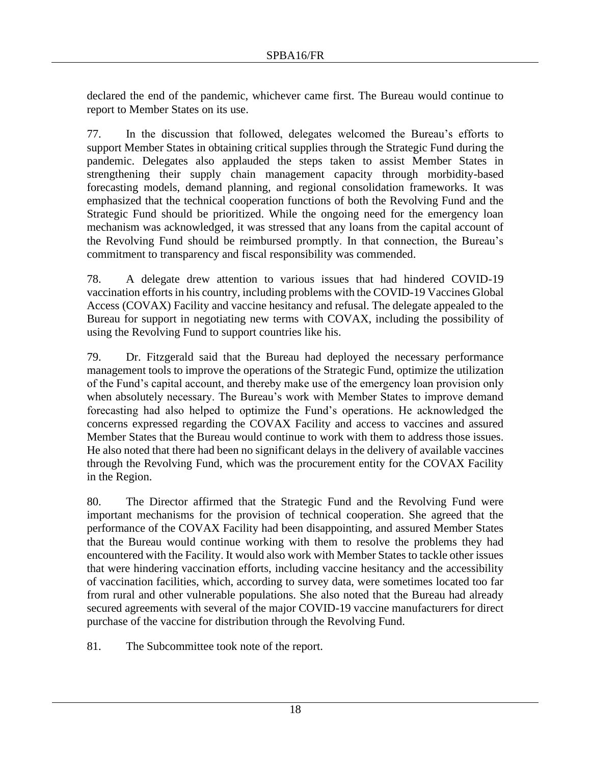declared the end of the pandemic, whichever came first. The Bureau would continue to report to Member States on its use.

77. In the discussion that followed, delegates welcomed the Bureau's efforts to support Member States in obtaining critical supplies through the Strategic Fund during the pandemic. Delegates also applauded the steps taken to assist Member States in strengthening their supply chain management capacity through morbidity-based forecasting models, demand planning, and regional consolidation frameworks. It was emphasized that the technical cooperation functions of both the Revolving Fund and the Strategic Fund should be prioritized. While the ongoing need for the emergency loan mechanism was acknowledged, it was stressed that any loans from the capital account of the Revolving Fund should be reimbursed promptly. In that connection, the Bureau's commitment to transparency and fiscal responsibility was commended.

78. A delegate drew attention to various issues that had hindered COVID-19 vaccination efforts in his country, including problems with the COVID-19 Vaccines Global Access (COVAX) Facility and vaccine hesitancy and refusal. The delegate appealed to the Bureau for support in negotiating new terms with COVAX, including the possibility of using the Revolving Fund to support countries like his.

79. Dr. Fitzgerald said that the Bureau had deployed the necessary performance management tools to improve the operations of the Strategic Fund, optimize the utilization of the Fund's capital account, and thereby make use of the emergency loan provision only when absolutely necessary. The Bureau's work with Member States to improve demand forecasting had also helped to optimize the Fund's operations. He acknowledged the concerns expressed regarding the COVAX Facility and access to vaccines and assured Member States that the Bureau would continue to work with them to address those issues. He also noted that there had been no significant delays in the delivery of available vaccines through the Revolving Fund, which was the procurement entity for the COVAX Facility in the Region.

80. The Director affirmed that the Strategic Fund and the Revolving Fund were important mechanisms for the provision of technical cooperation. She agreed that the performance of the COVAX Facility had been disappointing, and assured Member States that the Bureau would continue working with them to resolve the problems they had encountered with the Facility. It would also work with Member States to tackle other issues that were hindering vaccination efforts, including vaccine hesitancy and the accessibility of vaccination facilities, which, according to survey data, were sometimes located too far from rural and other vulnerable populations. She also noted that the Bureau had already secured agreements with several of the major COVID-19 vaccine manufacturers for direct purchase of the vaccine for distribution through the Revolving Fund.

81. The Subcommittee took note of the report.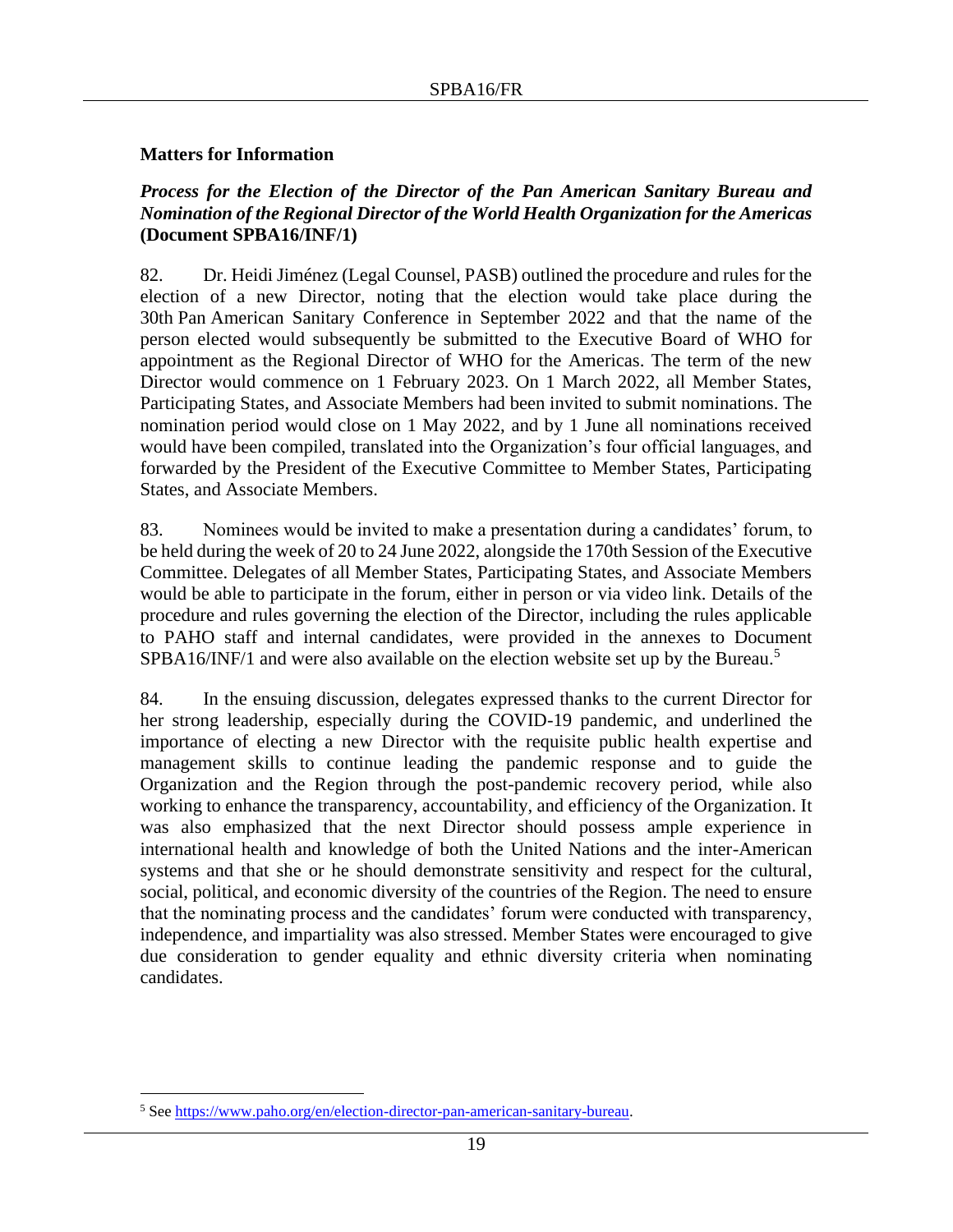## Matters for Information

### *Process for the Election of the Director of the Pan American Sanitary Bureau and Nomination of the Regional Director of the World Health Organization for the Americas* (Document SPBA16/INF/1)

82. Dr. Heidi Jiménez (Legal Counsel, PASB) outlined the procedure and rules for the election of a new Director, noting that the election would take place during the 30th Pan American Sanitary Conference in September 2022 and that the name of the person elected would subsequently be submitted to the Executive Board of WHO for appointment as the Regional Director of WHO for the Americas. The term of the new Director would commence on 1 February 2023. On 1 March 2022, all Member States, Participating States, and Associate Members had been invited to submit nominations. The nomination period would close on 1 May 2022, and by 1 June all nominations received would have been compiled, translated into the Organization's four official languages, and forwarded by the President of the Executive Committee to Member States, Participating States, and Associate Members.

83. Nominees would be invited to make a presentation during a candidates' forum, to be held during the week of 20 to 24 June 2022, alongside the 170th Session of the Executive Committee. Delegates of all Member States, Participating States, and Associate Members would be able to participate in the forum, either in person or via video link. Details of the procedure and rules governing the election of the Director, including the rules applicable to PAHO staff and internal candidates, were provided in the annexes to Document SPBA16/INF/1 and were also available on the election website set up by the Bureau.[5]

84. In the ensuing discussion, delegates expressed thanks to the current Director for her strong leadership, especially during the COVID-19 pandemic, and underlined the importance of electing a new Director with the requisite public health expertise and management skills to continue leading the pandemic response and to guide the Organization and the Region through the post-pandemic recovery period, while also working to enhance the transparency, accountability, and efficiency of the Organization. It was also emphasized that the next Director should possess ample experience in international health and knowledge of both the United Nations and the inter-American systems and that she or he should demonstrate sensitivity and respect for the cultural, social, political, and economic diversity of the countries of the Region. The need to ensure that the nominating process and the candidates' forum were conducted with transparency, independence, and impartiality was also stressed. Member States were encouraged to give due consideration to gender equality and ethnic diversity criteria when nominating candidates.

---

[5] See https://www.paho.org/en/election-director-pan-american-sanitary-bureau.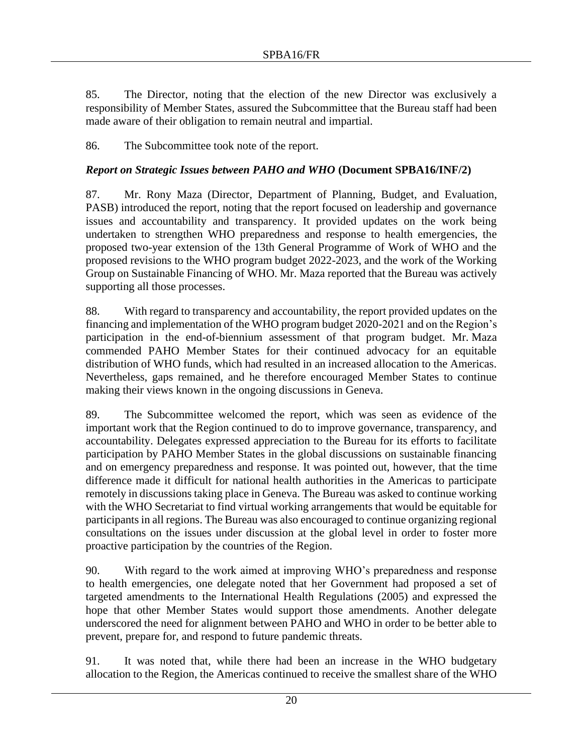85. The Director, noting that the election of the new Director was exclusively a responsibility of Member States, assured the Subcommittee that the Bureau staff had been made aware of their obligation to remain neutral and impartial.

86. The Subcommittee took note of the report.

### *Report on Strategic Issues between PAHO and WHO* (Document SPBA16/INF/2)

87. Mr. Rony Maza (Director, Department of Planning, Budget, and Evaluation, PASB) introduced the report, noting that the report focused on leadership and governance issues and accountability and transparency. It provided updates on the work being undertaken to strengthen WHO preparedness and response to health emergencies, the proposed two-year extension of the 13th General Programme of Work of WHO and the proposed revisions to the WHO program budget 2022-2023, and the work of the Working Group on Sustainable Financing of WHO. Mr. Maza reported that the Bureau was actively supporting all those processes.

88. With regard to transparency and accountability, the report provided updates on the financing and implementation of the WHO program budget 2020-2021 and on the Region's participation in the end-of-biennium assessment of that program budget. Mr. Maza commended PAHO Member States for their continued advocacy for an equitable distribution of WHO funds, which had resulted in an increased allocation to the Americas. Nevertheless, gaps remained, and he therefore encouraged Member States to continue making their views known in the ongoing discussions in Geneva.

89. The Subcommittee welcomed the report, which was seen as evidence of the important work that the Region continued to do to improve governance, transparency, and accountability. Delegates expressed appreciation to the Bureau for its efforts to facilitate participation by PAHO Member States in the global discussions on sustainable financing and on emergency preparedness and response. It was pointed out, however, that the time difference made it difficult for national health authorities in the Americas to participate remotely in discussions taking place in Geneva. The Bureau was asked to continue working with the WHO Secretariat to find virtual working arrangements that would be equitable for participants in all regions. The Bureau was also encouraged to continue organizing regional consultations on the issues under discussion at the global level in order to foster more proactive participation by the countries of the Region.

90. With regard to the work aimed at improving WHO's preparedness and response to health emergencies, one delegate noted that her Government had proposed a set of targeted amendments to the International Health Regulations (2005) and expressed the hope that other Member States would support those amendments. Another delegate underscored the need for alignment between PAHO and WHO in order to be better able to prevent, prepare for, and respond to future pandemic threats.

91. It was noted that, while there had been an increase in the WHO budgetary allocation to the Region, the Americas continued to receive the smallest share of the WHO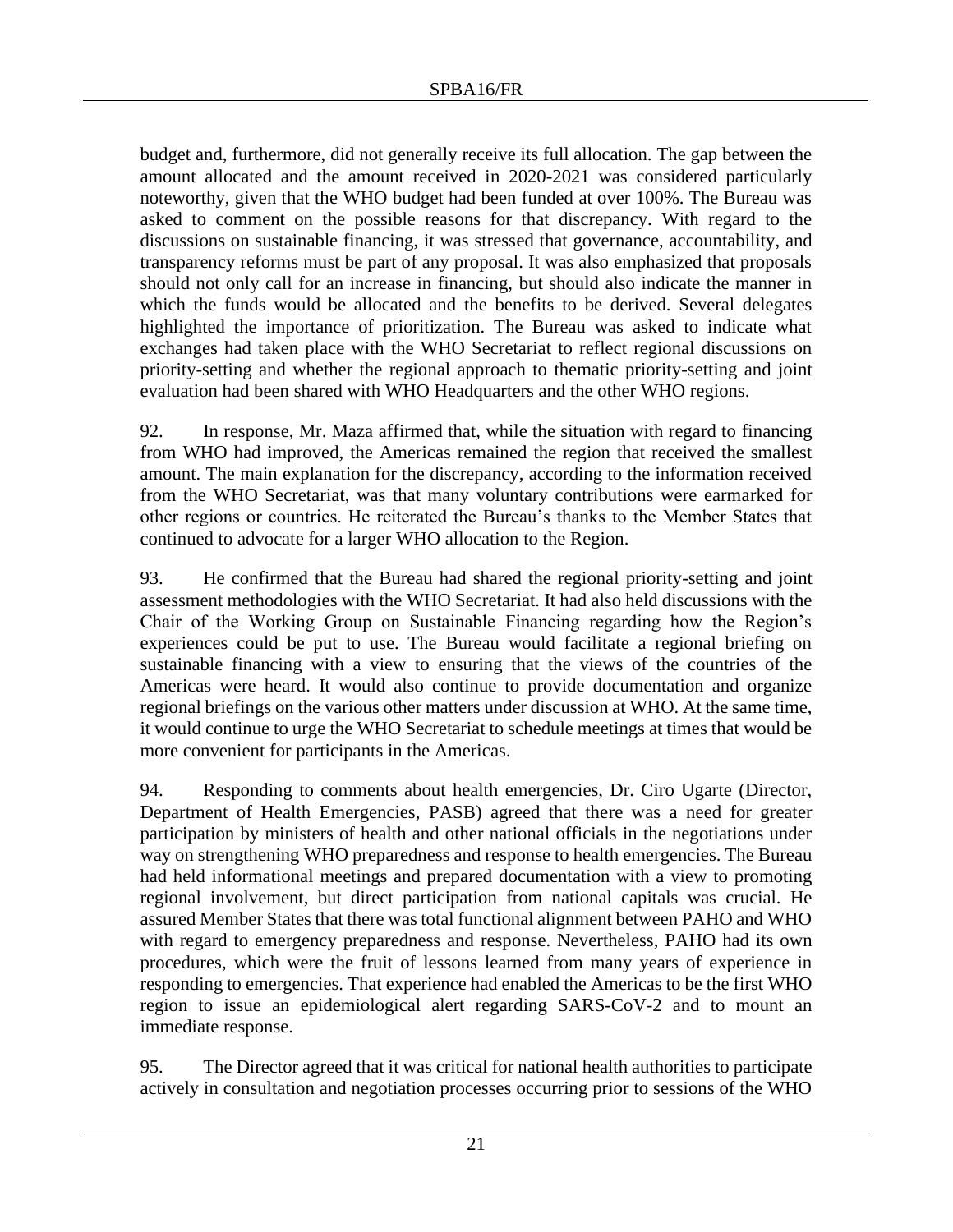budget and, furthermore, did not generally receive its full allocation. The gap between the amount allocated and the amount received in 2020-2021 was considered particularly noteworthy, given that the WHO budget had been funded at over 100%. The Bureau was asked to comment on the possible reasons for that discrepancy. With regard to the discussions on sustainable financing, it was stressed that governance, accountability, and transparency reforms must be part of any proposal. It was also emphasized that proposals should not only call for an increase in financing, but should also indicate the manner in which the funds would be allocated and the benefits to be derived. Several delegates highlighted the importance of prioritization. The Bureau was asked to indicate what exchanges had taken place with the WHO Secretariat to reflect regional discussions on priority-setting and whether the regional approach to thematic priority-setting and joint evaluation had been shared with WHO Headquarters and the other WHO regions.

92. In response, Mr. Maza affirmed that, while the situation with regard to financing from WHO had improved, the Americas remained the region that received the smallest amount. The main explanation for the discrepancy, according to the information received from the WHO Secretariat, was that many voluntary contributions were earmarked for other regions or countries. He reiterated the Bureau's thanks to the Member States that continued to advocate for a larger WHO allocation to the Region.

93. He confirmed that the Bureau had shared the regional priority-setting and joint assessment methodologies with the WHO Secretariat. It had also held discussions with the Chair of the Working Group on Sustainable Financing regarding how the Region's experiences could be put to use. The Bureau would facilitate a regional briefing on sustainable financing with a view to ensuring that the views of the countries of the Americas were heard. It would also continue to provide documentation and organize regional briefings on the various other matters under discussion at WHO. At the same time, it would continue to urge the WHO Secretariat to schedule meetings at times that would be more convenient for participants in the Americas.

94. Responding to comments about health emergencies, Dr. Ciro Ugarte (Director, Department of Health Emergencies, PASB) agreed that there was a need for greater participation by ministers of health and other national officials in the negotiations under way on strengthening WHO preparedness and response to health emergencies. The Bureau had held informational meetings and prepared documentation with a view to promoting regional involvement, but direct participation from national capitals was crucial. He assured Member States that there was total functional alignment between PAHO and WHO with regard to emergency preparedness and response. Nevertheless, PAHO had its own procedures, which were the fruit of lessons learned from many years of experience in responding to emergencies. That experience had enabled the Americas to be the first WHO region to issue an epidemiological alert regarding SARS-CoV-2 and to mount an immediate response.

95. The Director agreed that it was critical for national health authorities to participate actively in consultation and negotiation processes occurring prior to sessions of the WHO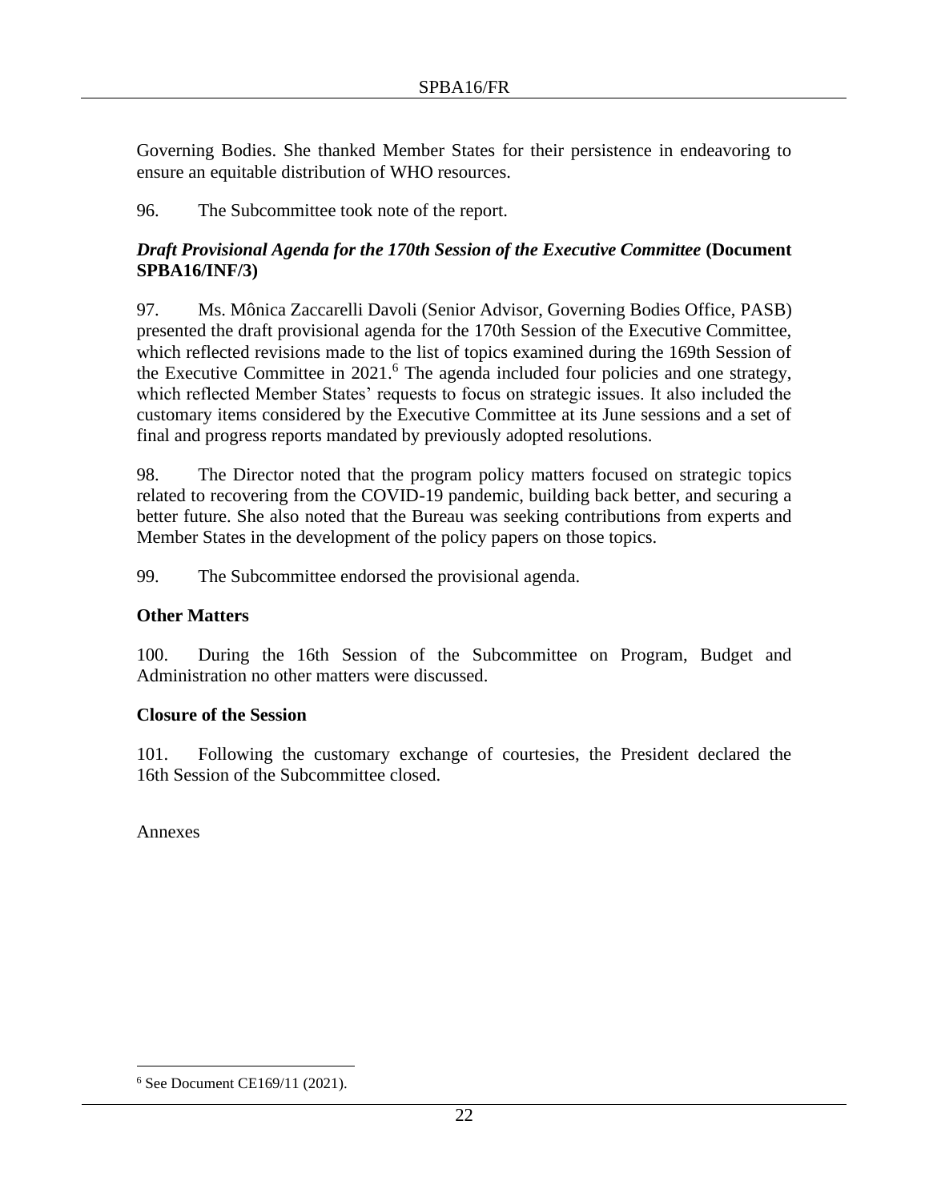Governing Bodies. She thanked Member States for their persistence in endeavoring to ensure an equitable distribution of WHO resources.

96. The Subcommittee took note of the report.

***Draft Provisional Agenda for the 170th Session of the Executive Committee*** **(Document SPBA16/INF/3)**

97. Ms. Mônica Zaccarelli Davoli (Senior Advisor, Governing Bodies Office, PASB) presented the draft provisional agenda for the 170th Session of the Executive Committee, which reflected revisions made to the list of topics examined during the 169th Session of the Executive Committee in 2021.[6] The agenda included four policies and one strategy, which reflected Member States' requests to focus on strategic issues. It also included the customary items considered by the Executive Committee at its June sessions and a set of final and progress reports mandated by previously adopted resolutions.

98. The Director noted that the program policy matters focused on strategic topics related to recovering from the COVID-19 pandemic, building back better, and securing a better future. She also noted that the Bureau was seeking contributions from experts and Member States in the development of the policy papers on those topics.

99. The Subcommittee endorsed the provisional agenda.

**Other Matters**

100. During the 16th Session of the Subcommittee on Program, Budget and Administration no other matters were discussed.

**Closure of the Session**

101. Following the customary exchange of courtesies, the President declared the 16th Session of the Subcommittee closed.

Annexes

---

[6] See Document CE169/11 (2021).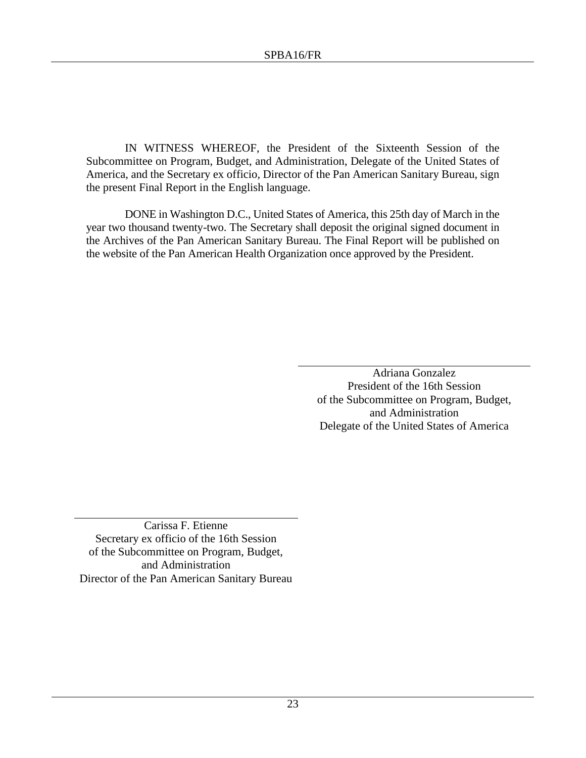IN WITNESS WHEREOF, the President of the Sixteenth Session of the Subcommittee on Program, Budget, and Administration, Delegate of the United States of America, and the Secretary ex officio, Director of the Pan American Sanitary Bureau, sign the present Final Report in the English language.

DONE in Washington D.C., United States of America, this 25th day of March in the year two thousand twenty-two. The Secretary shall deposit the original signed document in the Archives of the Pan American Sanitary Bureau. The Final Report will be published on the website of the Pan American Health Organization once approved by the President.

Adriana Gonzalez
President of the 16th Session
of the Subcommittee on Program, Budget,
and Administration
Delegate of the United States of America

Carissa F. Etienne
Secretary ex officio of the 16th Session
of the Subcommittee on Program, Budget,
and Administration
Director of the Pan American Sanitary Bureau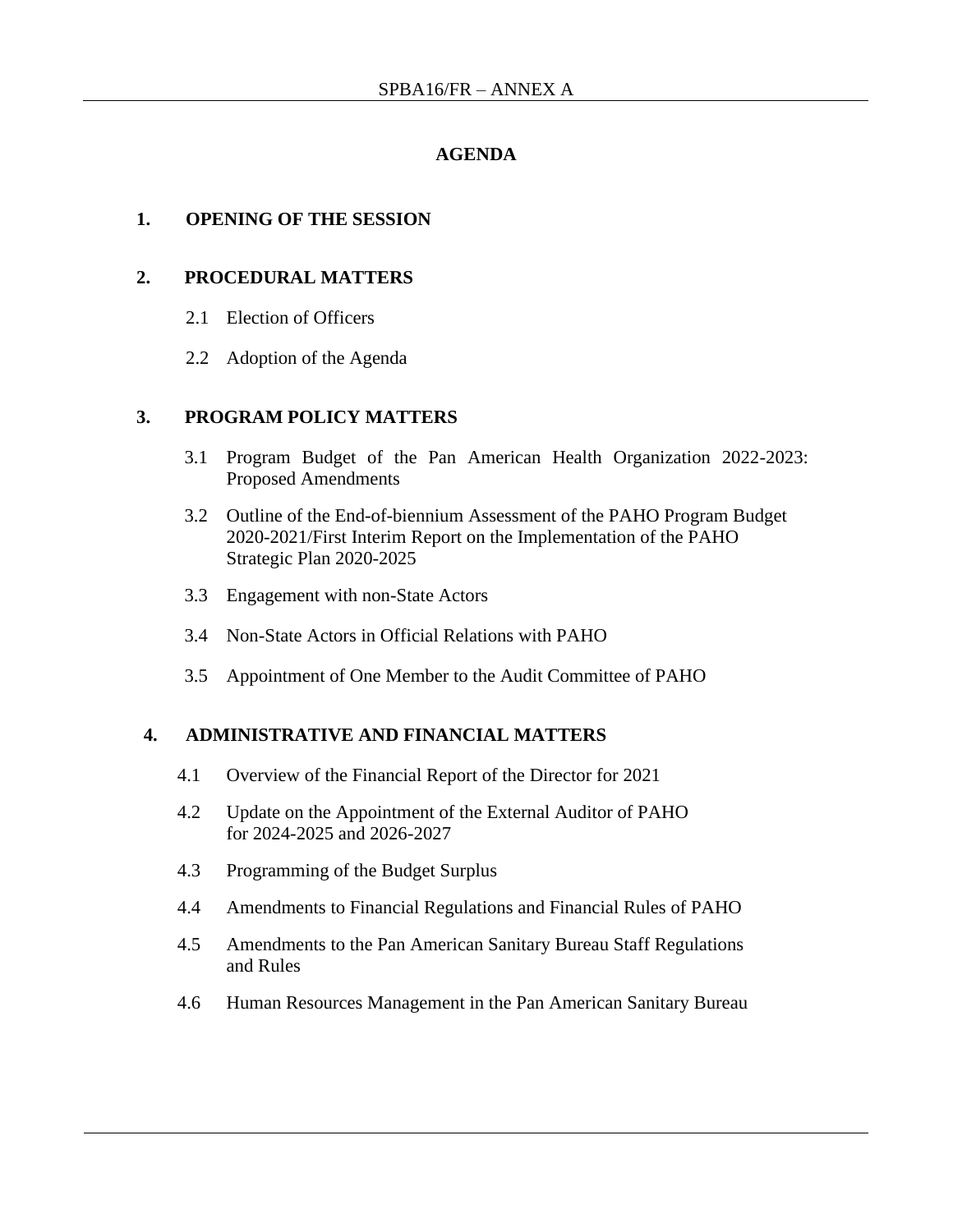## AGENDA

### 1. OPENING OF THE SESSION

### 2. PROCEDURAL MATTERS

2.1 Election of Officers

2.2 Adoption of the Agenda

### 3. PROGRAM POLICY MATTERS

3.1 Program Budget of the Pan American Health Organization 2022-2023: Proposed Amendments

3.2 Outline of the End-of-biennium Assessment of the PAHO Program Budget 2020-2021/First Interim Report on the Implementation of the PAHO Strategic Plan 2020-2025

3.3 Engagement with non-State Actors

3.4 Non-State Actors in Official Relations with PAHO

3.5 Appointment of One Member to the Audit Committee of PAHO

### 4. ADMINISTRATIVE AND FINANCIAL MATTERS

4.1 Overview of the Financial Report of the Director for 2021

4.2 Update on the Appointment of the External Auditor of PAHO for 2024-2025 and 2026-2027

4.3 Programming of the Budget Surplus

4.4 Amendments to Financial Regulations and Financial Rules of PAHO

4.5 Amendments to the Pan American Sanitary Bureau Staff Regulations and Rules

4.6 Human Resources Management in the Pan American Sanitary Bureau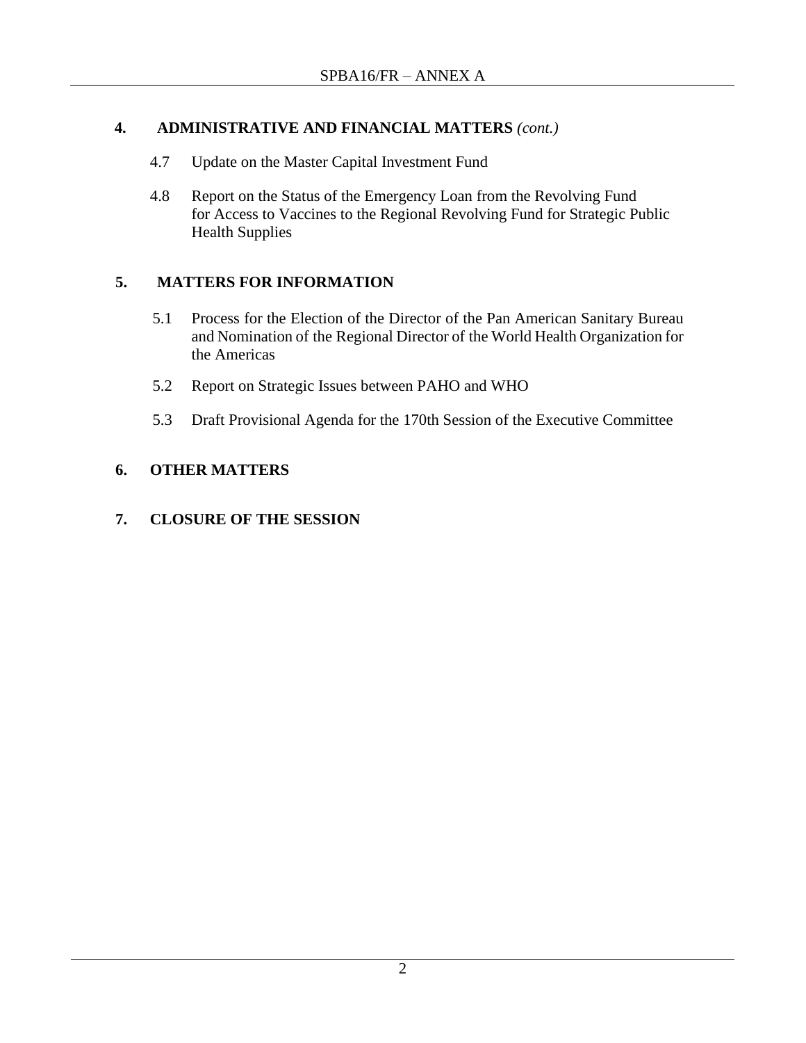**4. ADMINISTRATIVE AND FINANCIAL MATTERS** *(cont.)*

4.7 Update on the Master Capital Investment Fund

4.8 Report on the Status of the Emergency Loan from the Revolving Fund for Access to Vaccines to the Regional Revolving Fund for Strategic Public Health Supplies

**5. MATTERS FOR INFORMATION**

5.1 Process for the Election of the Director of the Pan American Sanitary Bureau and Nomination of the Regional Director of the World Health Organization for the Americas

5.2 Report on Strategic Issues between PAHO and WHO

5.3 Draft Provisional Agenda for the 170th Session of the Executive Committee

**6. OTHER MATTERS**

**7. CLOSURE OF THE SESSION**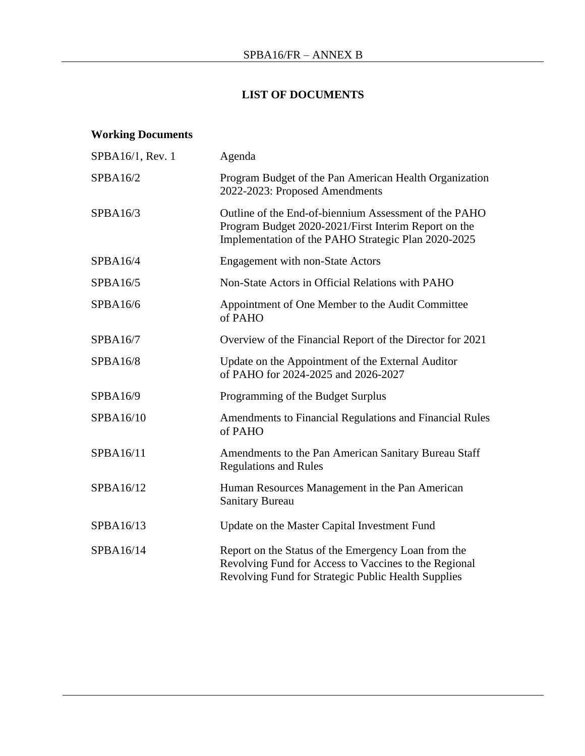# LIST OF DOCUMENTS

## Working Documents

| | |
|---|---|
| SPBA16/1, Rev. 1 | Agenda |
| SPBA16/2 | Program Budget of the Pan American Health Organization 2022-2023: Proposed Amendments |
| SPBA16/3 | Outline of the End-of-biennium Assessment of the PAHO Program Budget 2020-2021/First Interim Report on the Implementation of the PAHO Strategic Plan 2020-2025 |
| SPBA16/4 | Engagement with non-State Actors |
| SPBA16/5 | Non-State Actors in Official Relations with PAHO |
| SPBA16/6 | Appointment of One Member to the Audit Committee of PAHO |
| SPBA16/7 | Overview of the Financial Report of the Director for 2021 |
| SPBA16/8 | Update on the Appointment of the External Auditor of PAHO for 2024-2025 and 2026-2027 |
| SPBA16/9 | Programming of the Budget Surplus |
| SPBA16/10 | Amendments to Financial Regulations and Financial Rules of PAHO |
| SPBA16/11 | Amendments to the Pan American Sanitary Bureau Staff Regulations and Rules |
| SPBA16/12 | Human Resources Management in the Pan American Sanitary Bureau |
| SPBA16/13 | Update on the Master Capital Investment Fund |
| SPBA16/14 | Report on the Status of the Emergency Loan from the Revolving Fund for Access to Vaccines to the Regional Revolving Fund for Strategic Public Health Supplies |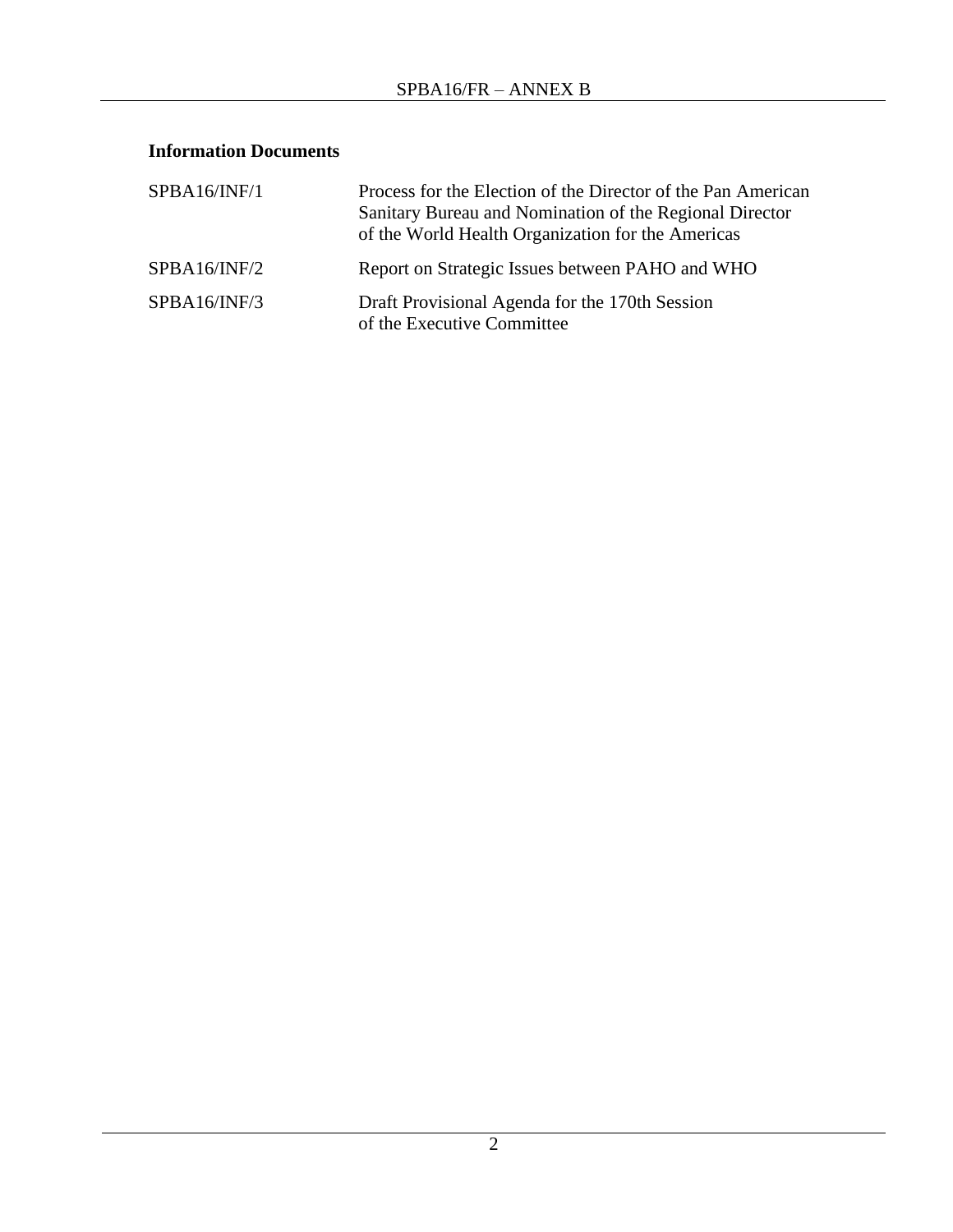**Information Documents**

| | |
|---|---|
| SPBA16/INF/1 | Process for the Election of the Director of the Pan American Sanitary Bureau and Nomination of the Regional Director of the World Health Organization for the Americas |
| SPBA16/INF/2 | Report on Strategic Issues between PAHO and WHO |
| SPBA16/INF/3 | Draft Provisional Agenda for the 170th Session of the Executive Committee |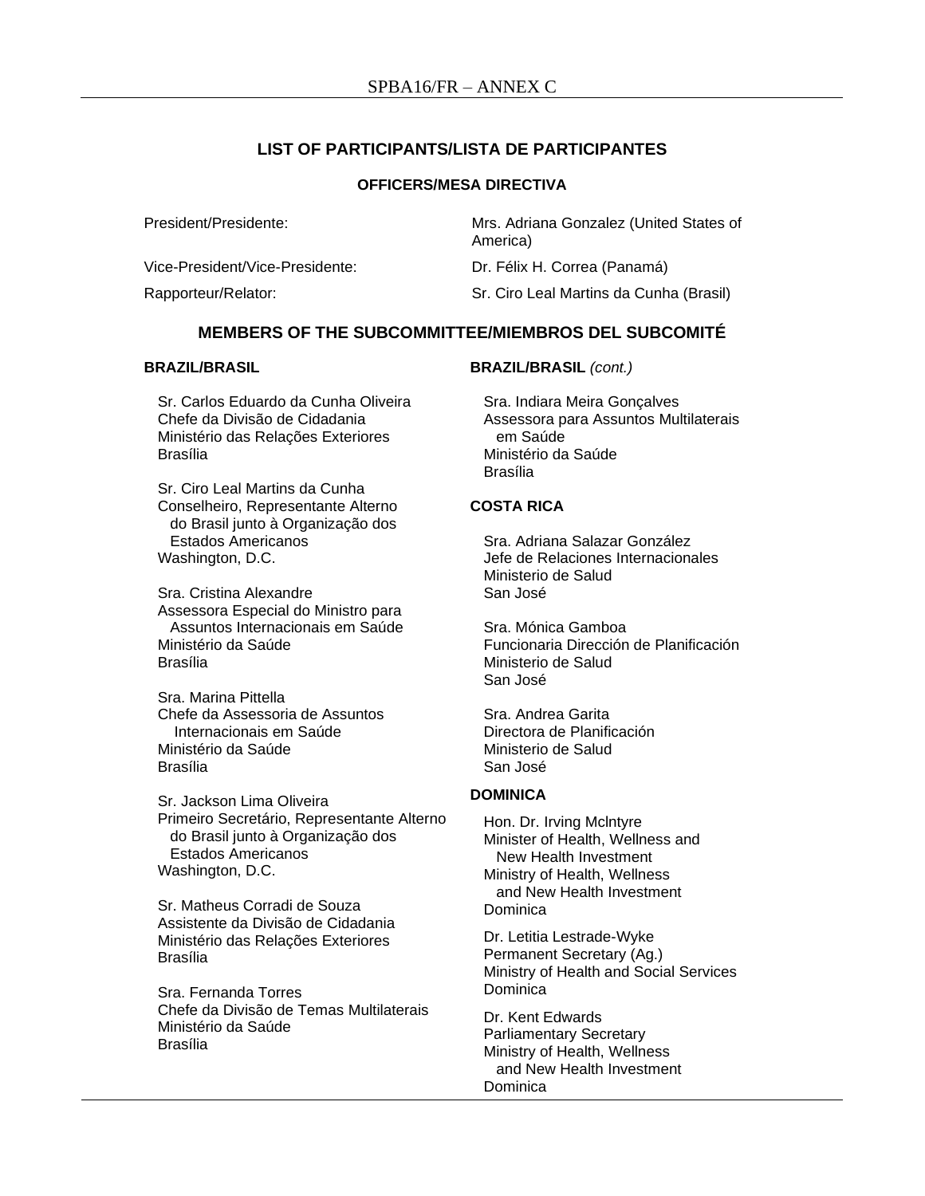## LIST OF PARTICIPANTS/LISTA DE PARTICIPANTES

### OFFICERS/MESA DIRECTIVA

| | |
|---|---|
| President/Presidente: | Mrs. Adriana Gonzalez (United States of America) |
| Vice-President/Vice-Presidente: | Dr. Félix H. Correa (Panamá) |
| Rapporteur/Relator: | Sr. Ciro Leal Martins da Cunha (Brasil) |

### MEMBERS OF THE SUBCOMMITTEE/MIEMBROS DEL SUBCOMITÉ

**BRAZIL/BRASIL**

Sr. Carlos Eduardo da Cunha Oliveira
Chefe da Divisão de Cidadania
Ministério das Relações Exteriores
Brasília

Sr. Ciro Leal Martins da Cunha
Conselheiro, Representante Alterno do Brasil junto à Organização dos Estados Americanos
Washington, D.C.

Sra. Cristina Alexandre
Assessora Especial do Ministro para Assuntos Internacionais em Saúde
Ministério da Saúde
Brasília

Sra. Marina Pittella
Chefe da Assessoria de Assuntos Internacionais em Saúde
Ministério da Saúde
Brasília

Sr. Jackson Lima Oliveira
Primeiro Secretário, Representante Alterno do Brasil junto à Organização dos Estados Americanos
Washington, D.C.

Sr. Matheus Corradi de Souza
Assistente da Divisão de Cidadania
Ministério das Relações Exteriores
Brasília

Sra. Fernanda Torres
Chefe da Divisão de Temas Multilaterais
Ministério da Saúde
Brasília

**BRAZIL/BRASIL** *(cont.)*

Sra. Indiara Meira Gonçalves
Assessora para Assuntos Multilaterais em Saúde
Ministério da Saúde
Brasília

**COSTA RICA**

Sra. Adriana Salazar González
Jefe de Relaciones Internacionales
Ministerio de Salud
San José

Sra. Mónica Gamboa
Funcionaria Dirección de Planificación
Ministerio de Salud
San José

Sra. Andrea Garita
Directora de Planificación
Ministerio de Salud
San José

**DOMINICA**

Hon. Dr. Irving McIntyre
Minister of Health, Wellness and New Health Investment
Ministry of Health, Wellness and New Health Investment
Dominica

Dr. Letitia Lestrade-Wyke
Permanent Secretary (Ag.)
Ministry of Health and Social Services
Dominica

Dr. Kent Edwards
Parliamentary Secretary
Ministry of Health, Wellness and New Health Investment
Dominica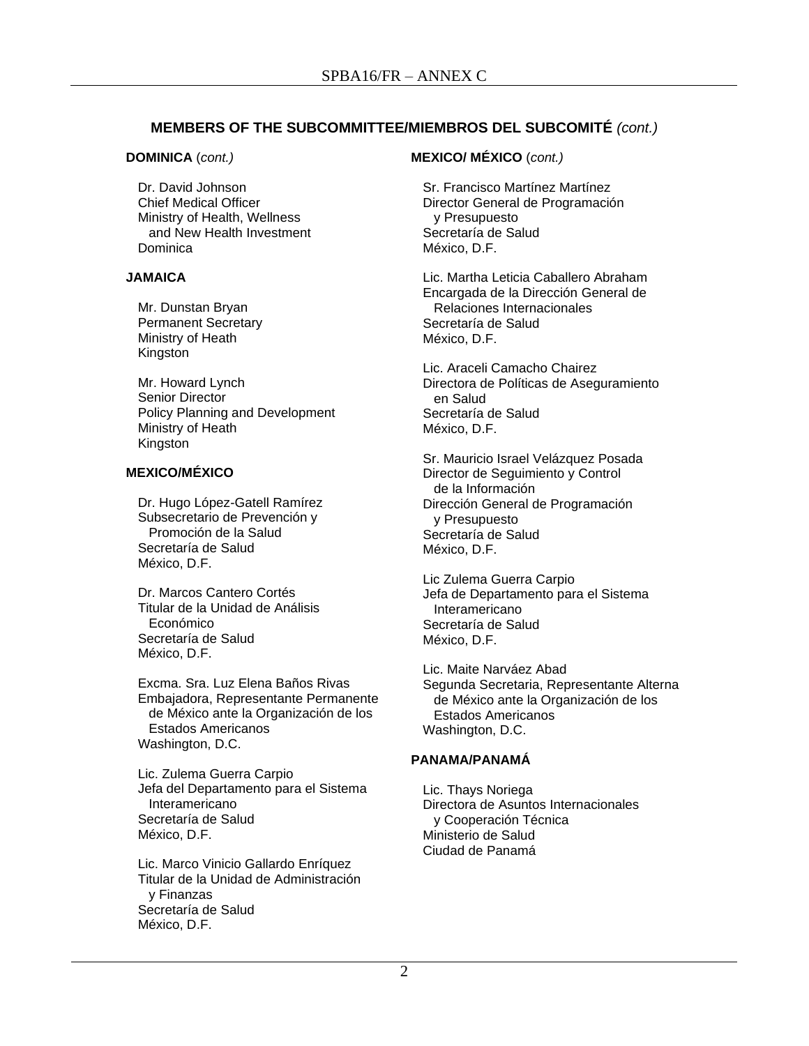## MEMBERS OF THE SUBCOMMITTEE/MIEMBROS DEL SUBCOMITÉ *(cont.)*

**DOMINICA** (*cont.)*

Dr. David Johnson
Chief Medical Officer
Ministry of Health, Wellness
and New Health Investment
Dominica

**JAMAICA**

Mr. Dunstan Bryan
Permanent Secretary
Ministry of Heath
Kingston

Mr. Howard Lynch
Senior Director
Policy Planning and Development
Ministry of Heath
Kingston

**MEXICO/MÉXICO**

Dr. Hugo López-Gatell Ramírez
Subsecretario de Prevención y
Promoción de la Salud
Secretaría de Salud
México, D.F.

Dr. Marcos Cantero Cortés
Titular de la Unidad de Análisis
Económico
Secretaría de Salud
México, D.F.

Excma. Sra. Luz Elena Baños Rivas
Embajadora, Representante Permanente
de México ante la Organización de los
Estados Americanos
Washington, D.C.

Lic. Zulema Guerra Carpio
Jefa del Departamento para el Sistema
Interamericano
Secretaría de Salud
México, D.F.

Lic. Marco Vinicio Gallardo Enríquez
Titular de la Unidad de Administración
y Finanzas
Secretaría de Salud
México, D.F.

**MEXICO/ MÉXICO** (*cont.)*

Sr. Francisco Martínez Martínez
Director General de Programación
y Presupuesto
Secretaría de Salud
México, D.F.

Lic. Martha Leticia Caballero Abraham
Encargada de la Dirección General de
Relaciones Internacionales
Secretaría de Salud
México, D.F.

Lic. Araceli Camacho Chairez
Directora de Políticas de Aseguramiento
en Salud
Secretaría de Salud
México, D.F.

Sr. Mauricio Israel Velázquez Posada
Director de Seguimiento y Control
de la Información
Dirección General de Programación
y Presupuesto
Secretaría de Salud
México, D.F.

Lic Zulema Guerra Carpio
Jefa de Departamento para el Sistema
Interamericano
Secretaría de Salud
México, D.F.

Lic. Maite Narváez Abad
Segunda Secretaria, Representante Alterna
de México ante la Organización de los
Estados Americanos
Washington, D.C.

**PANAMA/PANAMÁ**

Lic. Thays Noriega
Directora de Asuntos Internacionales
y Cooperación Técnica
Ministerio de Salud
Ciudad de Panamá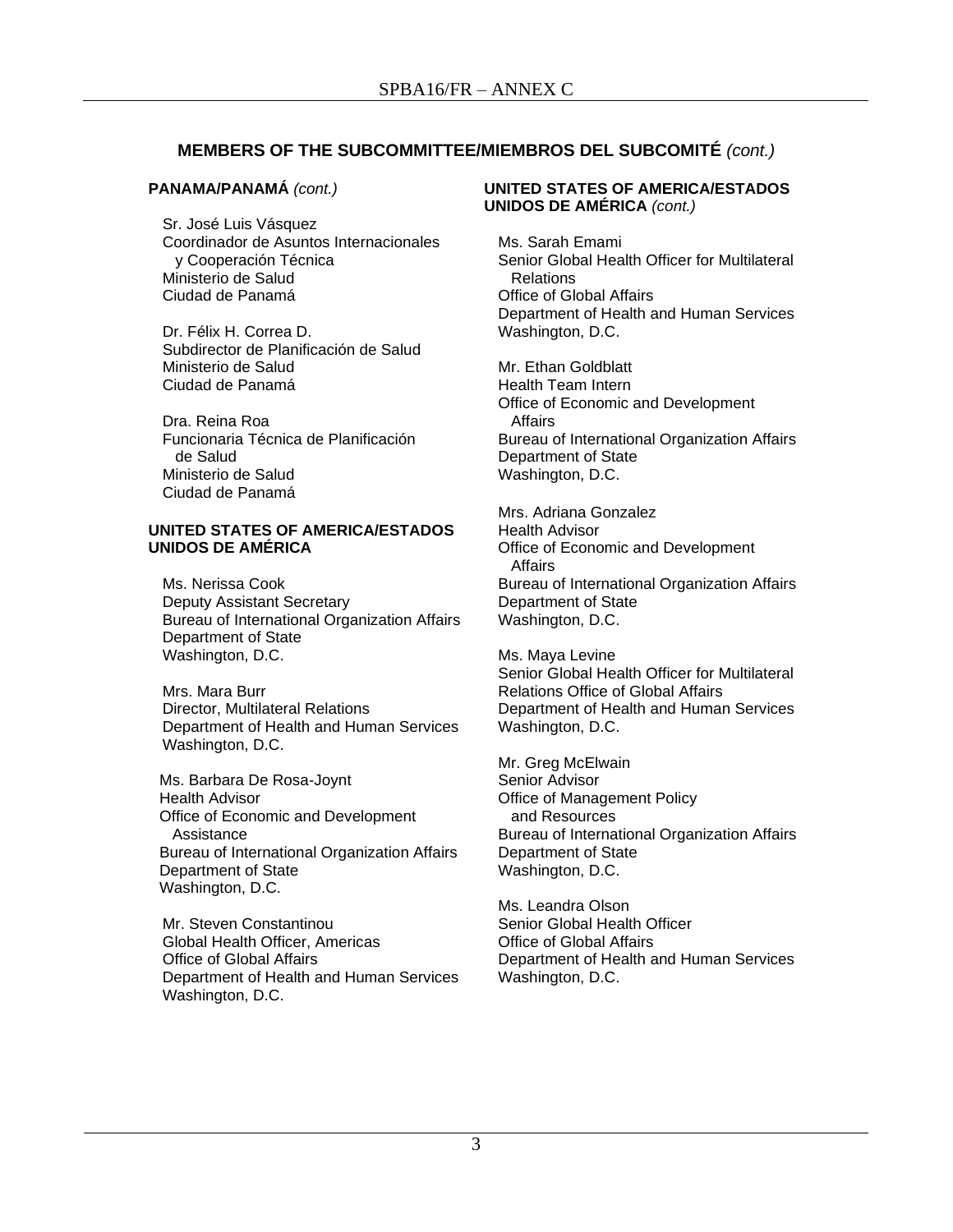## MEMBERS OF THE SUBCOMMITTEE/MIEMBROS DEL SUBCOMITÉ *(cont.)*

**PANAMA/PANAMÁ** *(cont.)*

Sr. José Luis Vásquez
Coordinador de Asuntos Internacionales y Cooperación Técnica
Ministerio de Salud
Ciudad de Panamá

Dr. Félix H. Correa D.
Subdirector de Planificación de Salud
Ministerio de Salud
Ciudad de Panamá

Dra. Reina Roa
Funcionaria Técnica de Planificación de Salud
Ministerio de Salud
Ciudad de Panamá

**UNITED STATES OF AMERICA/ESTADOS UNIDOS DE AMÉRICA**

Ms. Nerissa Cook
Deputy Assistant Secretary
Bureau of International Organization Affairs
Department of State
Washington, D.C.

Mrs. Mara Burr
Director, Multilateral Relations
Department of Health and Human Services
Washington, D.C.

Ms. Barbara De Rosa-Joynt
Health Advisor
Office of Economic and Development Assistance
Bureau of International Organization Affairs
Department of State
Washington, D.C.

Mr. Steven Constantinou
Global Health Officer, Americas
Office of Global Affairs
Department of Health and Human Services
Washington, D.C.

**UNITED STATES OF AMERICA/ESTADOS UNIDOS DE AMÉRICA** *(cont.)*

Ms. Sarah Emami
Senior Global Health Officer for Multilateral Relations
Office of Global Affairs
Department of Health and Human Services
Washington, D.C.

Mr. Ethan Goldblatt
Health Team Intern
Office of Economic and Development Affairs
Bureau of International Organization Affairs
Department of State
Washington, D.C.

Mrs. Adriana Gonzalez
Health Advisor
Office of Economic and Development Affairs
Bureau of International Organization Affairs
Department of State
Washington, D.C.

Ms. Maya Levine
Senior Global Health Officer for Multilateral Relations Office of Global Affairs
Department of Health and Human Services
Washington, D.C.

Mr. Greg McElwain
Senior Advisor
Office of Management Policy and Resources
Bureau of International Organization Affairs
Department of State
Washington, D.C.

Ms. Leandra Olson
Senior Global Health Officer
Office of Global Affairs
Department of Health and Human Services
Washington, D.C.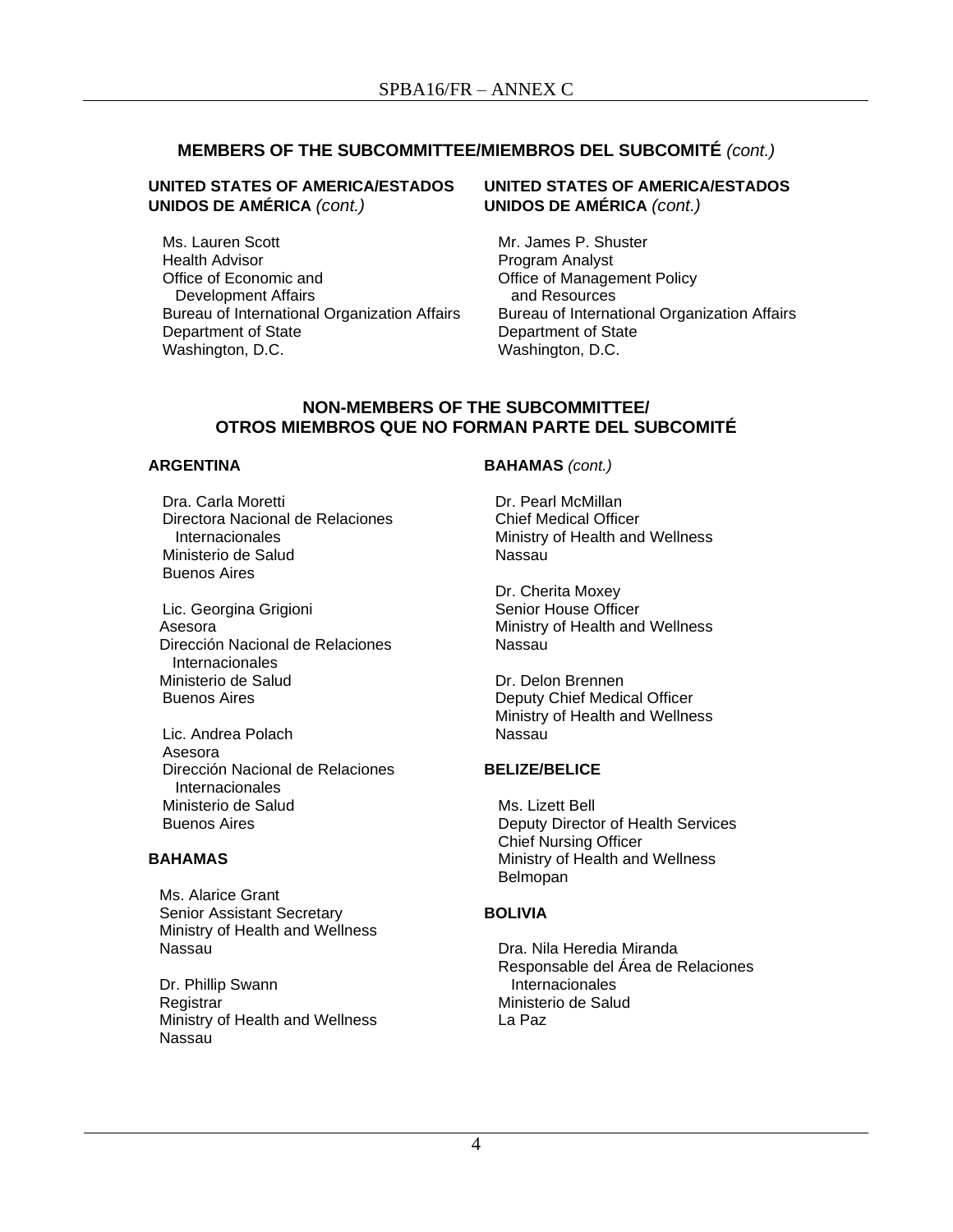## MEMBERS OF THE SUBCOMMITTEE/MIEMBROS DEL SUBCOMITÉ *(cont.)*

**UNITED STATES OF AMERICA/ESTADOS UNIDOS DE AMÉRICA** *(cont.)*

Ms. Lauren Scott
Health Advisor
Office of Economic and Development Affairs
Bureau of International Organization Affairs
Department of State
Washington, D.C.

Mr. James P. Shuster
Program Analyst
Office of Management Policy and Resources
Bureau of International Organization Affairs
Department of State
Washington, D.C.

## NON-MEMBERS OF THE SUBCOMMITTEE/ OTROS MIEMBROS QUE NO FORMAN PARTE DEL SUBCOMITÉ

**ARGENTINA**

Dra. Carla Moretti
Directora Nacional de Relaciones Internacionales
Ministerio de Salud
Buenos Aires

Lic. Georgina Grigioni
Asesora
Dirección Nacional de Relaciones Internacionales
Ministerio de Salud
Buenos Aires

Lic. Andrea Polach
Asesora
Dirección Nacional de Relaciones Internacionales
Ministerio de Salud
Buenos Aires

**BAHAMAS**

Ms. Alarice Grant
Senior Assistant Secretary
Ministry of Health and Wellness
Nassau

Dr. Phillip Swann
Registrar
Ministry of Health and Wellness
Nassau

**BAHAMAS** *(cont.)*

Dr. Pearl McMillan
Chief Medical Officer
Ministry of Health and Wellness
Nassau

Dr. Cherita Moxey
Senior House Officer
Ministry of Health and Wellness
Nassau

Dr. Delon Brennen
Deputy Chief Medical Officer
Ministry of Health and Wellness
Nassau

**BELIZE/BELICE**

Ms. Lizett Bell
Deputy Director of Health Services
Chief Nursing Officer
Ministry of Health and Wellness
Belmopan

**BOLIVIA**

Dra. Nila Heredia Miranda
Responsable del Área de Relaciones Internacionales
Ministerio de Salud
La Paz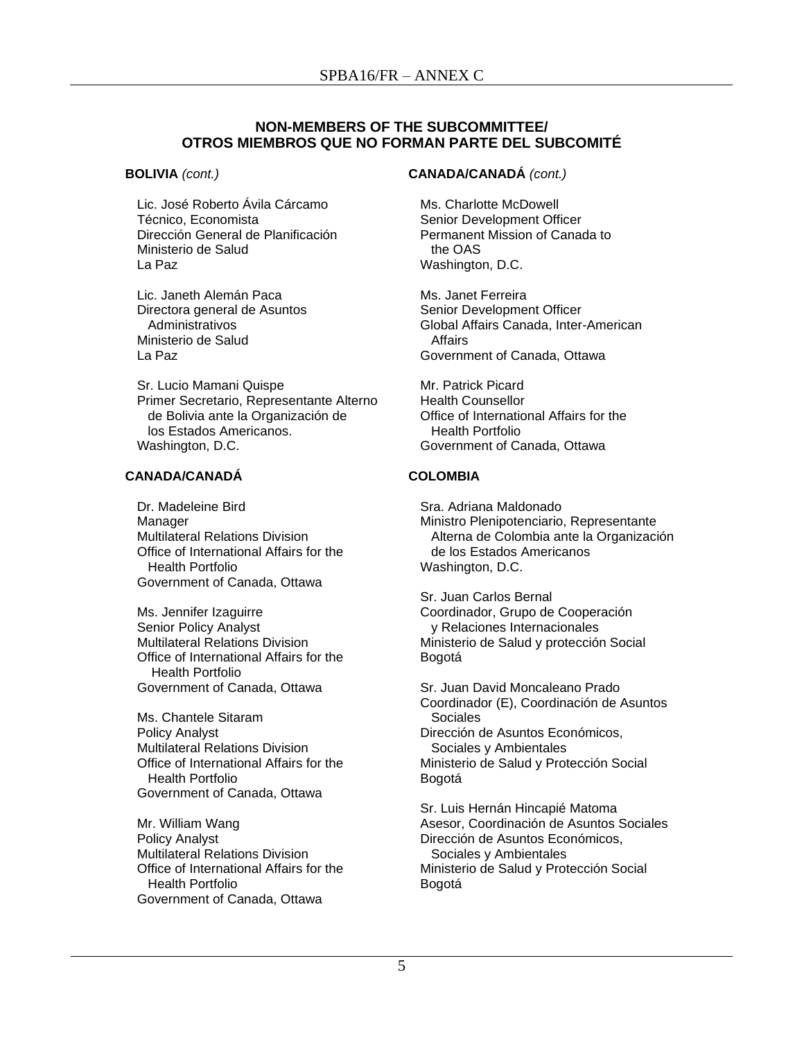**NON-MEMBERS OF THE SUBCOMMITTEE/
OTROS MIEMBROS QUE NO FORMAN PARTE DEL SUBCOMITÉ**

**BOLIVIA** *(cont.)*

Lic. José Roberto Ávila Cárcamo
Técnico, Economista
Dirección General de Planificación
Ministerio de Salud
La Paz

Lic. Janeth Alemán Paca
Directora general de Asuntos Administrativos
Ministerio de Salud
La Paz

Sr. Lucio Mamani Quispe
Primer Secretario, Representante Alterno de Bolivia ante la Organización de los Estados Americanos.
Washington, D.C.

**CANADA/CANADÁ**

Dr. Madeleine Bird
Manager
Multilateral Relations Division
Office of International Affairs for the Health Portfolio
Government of Canada, Ottawa

Ms. Jennifer Izaguirre
Senior Policy Analyst
Multilateral Relations Division
Office of International Affairs for the Health Portfolio
Government of Canada, Ottawa

Ms. Chantele Sitaram
Policy Analyst
Multilateral Relations Division
Office of International Affairs for the Health Portfolio
Government of Canada, Ottawa

Mr. William Wang
Policy Analyst
Multilateral Relations Division
Office of International Affairs for the Health Portfolio
Government of Canada, Ottawa

**CANADA/CANADÁ** *(cont.)*

Ms. Charlotte McDowell
Senior Development Officer
Permanent Mission of Canada to the OAS
Washington, D.C.

Ms. Janet Ferreira
Senior Development Officer
Global Affairs Canada, Inter-American Affairs
Government of Canada, Ottawa

Mr. Patrick Picard
Health Counsellor
Office of International Affairs for the Health Portfolio
Government of Canada, Ottawa

**COLOMBIA**

Sra. Adriana Maldonado
Ministro Plenipotenciario, Representante Alterna de Colombia ante la Organización de los Estados Americanos
Washington, D.C.

Sr. Juan Carlos Bernal
Coordinador, Grupo de Cooperación y Relaciones Internacionales
Ministerio de Salud y protección Social
Bogotá

Sr. Juan David Moncaleano Prado
Coordinador (E), Coordinación de Asuntos Sociales
Dirección de Asuntos Económicos, Sociales y Ambientales
Ministerio de Salud y Protección Social
Bogotá

Sr. Luis Hernán Hincapié Matoma
Asesor, Coordinación de Asuntos Sociales
Dirección de Asuntos Económicos, Sociales y Ambientales
Ministerio de Salud y Protección Social
Bogotá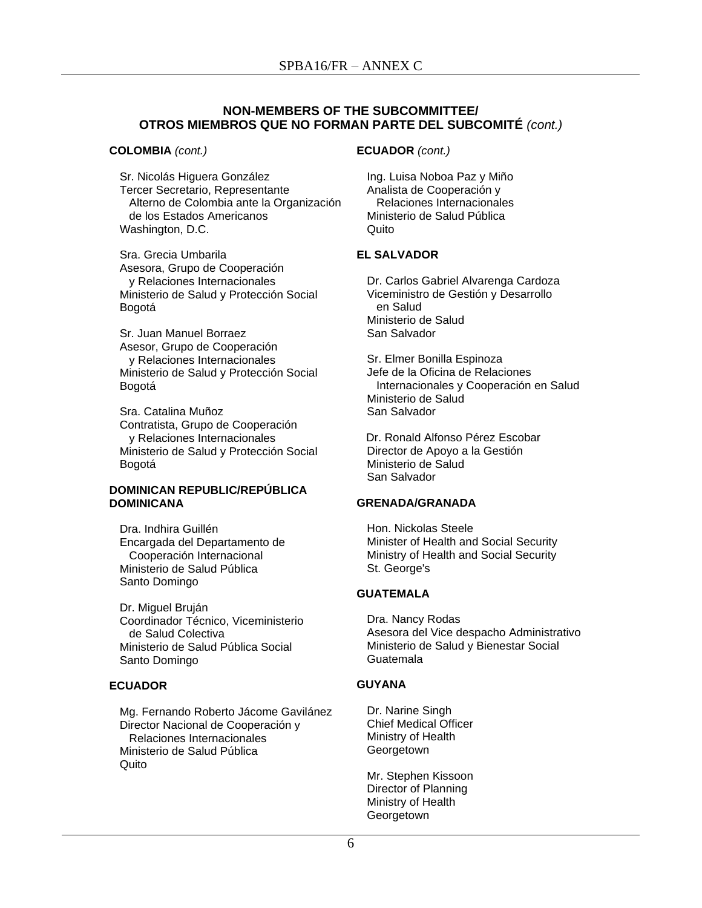## NON-MEMBERS OF THE SUBCOMMITTEE/ OTROS MIEMBROS QUE NO FORMAN PARTE DEL SUBCOMITÉ *(cont.)*

**COLOMBIA** *(cont.)*

Sr. Nicolás Higuera González
Tercer Secretario, Representante
Alterno de Colombia ante la Organización de los Estados Americanos
Washington, D.C.

Sra. Grecia Umbarila
Asesora, Grupo de Cooperación y Relaciones Internacionales
Ministerio de Salud y Protección Social
Bogotá

Sr. Juan Manuel Borraez
Asesor, Grupo de Cooperación y Relaciones Internacionales
Ministerio de Salud y Protección Social
Bogotá

Sra. Catalina Muñoz
Contratista, Grupo de Cooperación y Relaciones Internacionales
Ministerio de Salud y Protección Social
Bogotá

**DOMINICAN REPUBLIC/REPÚBLICA DOMINICANA**

Dra. Indhira Guillén
Encargada del Departamento de Cooperación Internacional
Ministerio de Salud Pública
Santo Domingo

Dr. Miguel Bruján
Coordinador Técnico, Viceministerio de Salud Colectiva
Ministerio de Salud Pública Social
Santo Domingo

**ECUADOR**

Mg. Fernando Roberto Jácome Gavilánez
Director Nacional de Cooperación y Relaciones Internacionales
Ministerio de Salud Pública
Quito

**ECUADOR** *(cont.)*

Ing. Luisa Noboa Paz y Miño
Analista de Cooperación y Relaciones Internacionales
Ministerio de Salud Pública
Quito

**EL SALVADOR**

Dr. Carlos Gabriel Alvarenga Cardoza
Viceministro de Gestión y Desarrollo en Salud
Ministerio de Salud
San Salvador

Sr. Elmer Bonilla Espinoza
Jefe de la Oficina de Relaciones Internacionales y Cooperación en Salud
Ministerio de Salud
San Salvador

Dr. Ronald Alfonso Pérez Escobar
Director de Apoyo a la Gestión
Ministerio de Salud
San Salvador

**GRENADA/GRANADA**

Hon. Nickolas Steele
Minister of Health and Social Security
Ministry of Health and Social Security
St. George's

**GUATEMALA**

Dra. Nancy Rodas
Asesora del Vice despacho Administrativo
Ministerio de Salud y Bienestar Social
Guatemala

**GUYANA**

Dr. Narine Singh
Chief Medical Officer
Ministry of Health
Georgetown

Mr. Stephen Kissoon
Director of Planning
Ministry of Health
Georgetown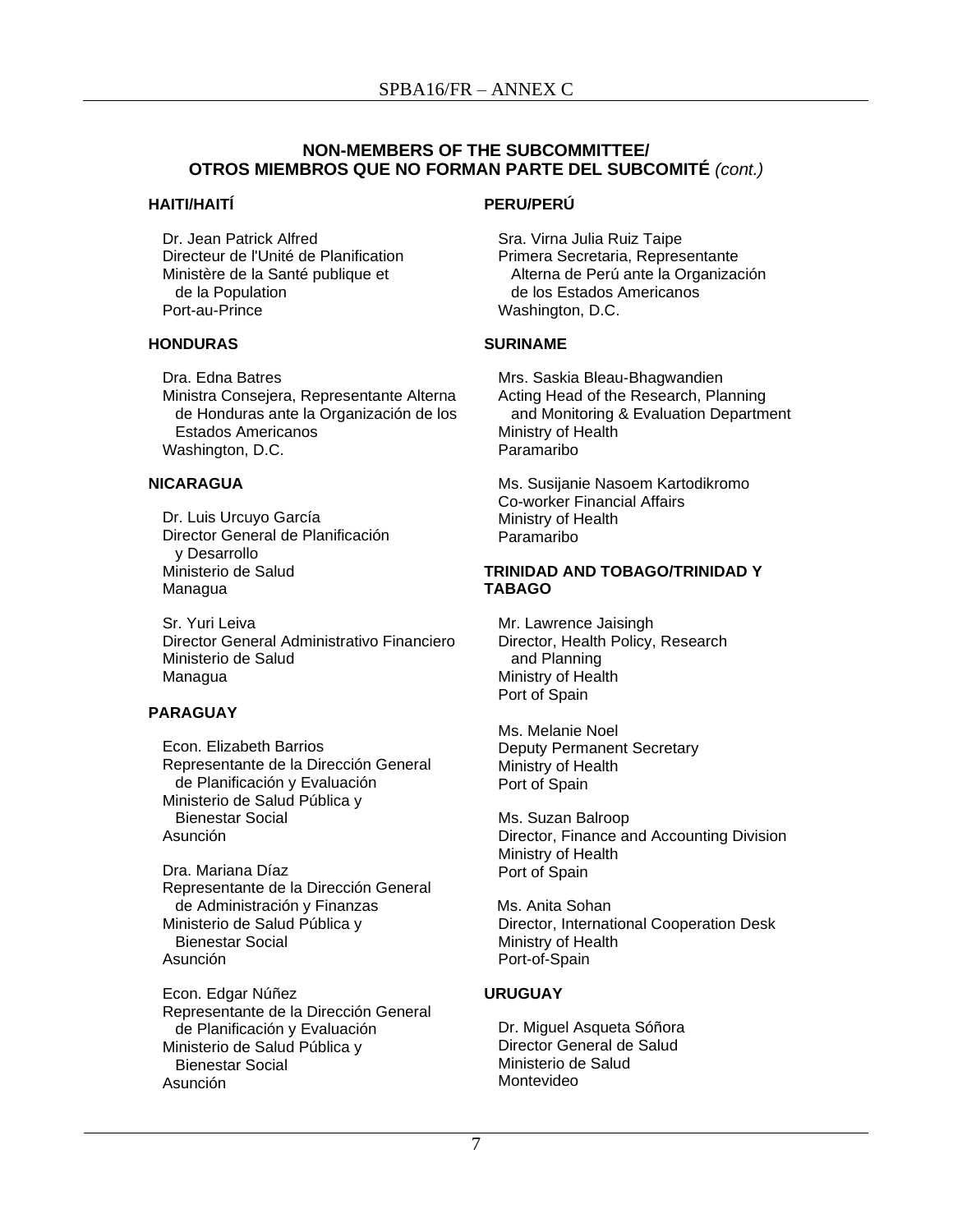**NON-MEMBERS OF THE SUBCOMMITTEE/**
**OTROS MIEMBROS QUE NO FORMAN PARTE DEL SUBCOMITÉ** *(cont.)*

**HAITI/HAITÍ**

Dr. Jean Patrick Alfred
Directeur de l'Unité de Planification
Ministère de la Santé publique et de la Population
Port-au-Prince

**HONDURAS**

Dra. Edna Batres
Ministra Consejera, Representante Alterna de Honduras ante la Organización de los Estados Americanos
Washington, D.C.

**NICARAGUA**

Dr. Luis Urcuyo García
Director General de Planificación y Desarrollo
Ministerio de Salud
Managua

Sr. Yuri Leiva
Director General Administrativo Financiero
Ministerio de Salud
Managua

**PARAGUAY**

Econ. Elizabeth Barrios
Representante de la Dirección General de Planificación y Evaluación
Ministerio de Salud Pública y Bienestar Social
Asunción

Dra. Mariana Díaz
Representante de la Dirección General de Administración y Finanzas
Ministerio de Salud Pública y Bienestar Social
Asunción

Econ. Edgar Núñez
Representante de la Dirección General de Planificación y Evaluación
Ministerio de Salud Pública y Bienestar Social
Asunción

**PERU/PERÚ**

Sra. Virna Julia Ruiz Taipe
Primera Secretaria, Representante Alterna de Perú ante la Organización de los Estados Americanos
Washington, D.C.

**SURINAME**

Mrs. Saskia Bleau-Bhagwandien
Acting Head of the Research, Planning and Monitoring & Evaluation Department
Ministry of Health
Paramaribo

Ms. Susijanie Nasoem Kartodikromo
Co-worker Financial Affairs
Ministry of Health
Paramaribo

**TRINIDAD AND TOBAGO/TRINIDAD Y TABAGO**

Mr. Lawrence Jaisingh
Director, Health Policy, Research and Planning
Ministry of Health
Port of Spain

Ms. Melanie Noel
Deputy Permanent Secretary
Ministry of Health
Port of Spain

Ms. Suzan Balroop
Director, Finance and Accounting Division
Ministry of Health
Port of Spain

Ms. Anita Sohan
Director, International Cooperation Desk
Ministry of Health
Port-of-Spain

**URUGUAY**

Dr. Miguel Asqueta Sóñora
Director General de Salud
Ministerio de Salud
Montevideo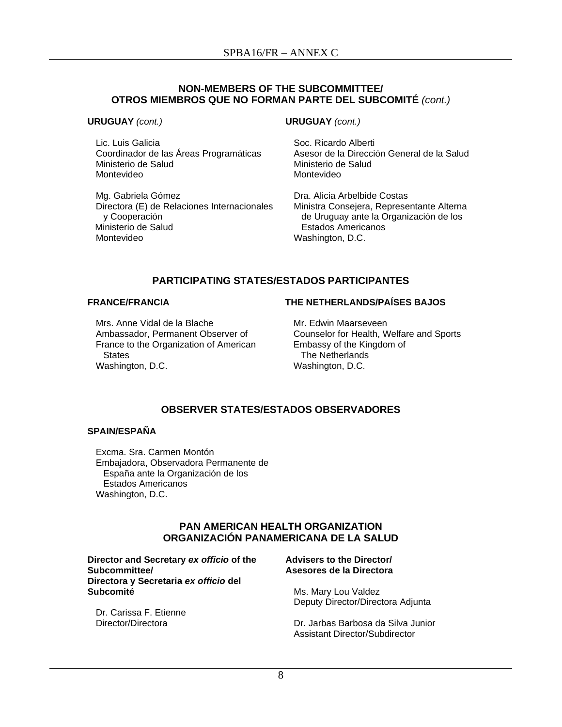## NON-MEMBERS OF THE SUBCOMMITTEE/ OTROS MIEMBROS QUE NO FORMAN PARTE DEL SUBCOMITÉ *(cont.)*

**URUGUAY** *(cont.)*

Lic. Luis Galicia
Coordinador de las Áreas Programáticas
Ministerio de Salud
Montevideo

Mg. Gabriela Gómez
Directora (E) de Relaciones Internacionales y Cooperación
Ministerio de Salud
Montevideo

**URUGUAY** *(cont.)*

Soc. Ricardo Alberti
Asesor de la Dirección General de la Salud
Ministerio de Salud
Montevideo

Dra. Alicia Arbelbide Costas
Ministra Consejera, Representante Alterna de Uruguay ante la Organización de los Estados Americanos
Washington, D.C.

## PARTICIPATING STATES/ESTADOS PARTICIPANTES

**FRANCE/FRANCIA**

Mrs. Anne Vidal de la Blache
Ambassador, Permanent Observer of France to the Organization of American States
Washington, D.C.

**THE NETHERLANDS/PAÍSES BAJOS**

Mr. Edwin Maarseveen
Counselor for Health, Welfare and Sports
Embassy of the Kingdom of The Netherlands
Washington, D.C.

## OBSERVER STATES/ESTADOS OBSERVADORES

**SPAIN/ESPAÑA**

Excma. Sra. Carmen Montón
Embajadora, Observadora Permanente de España ante la Organización de los Estados Americanos
Washington, D.C.

## PAN AMERICAN HEALTH ORGANIZATION ORGANIZACIÓN PANAMERICANA DE LA SALUD

**Director and Secretary *ex officio* of the Subcommittee/ Directora y Secretaria *ex officio* del Subcomité**

Dr. Carissa F. Etienne
Director/Directora

**Advisers to the Director/ Asesores de la Directora**

Ms. Mary Lou Valdez
Deputy Director/Directora Adjunta

Dr. Jarbas Barbosa da Silva Junior
Assistant Director/Subdirector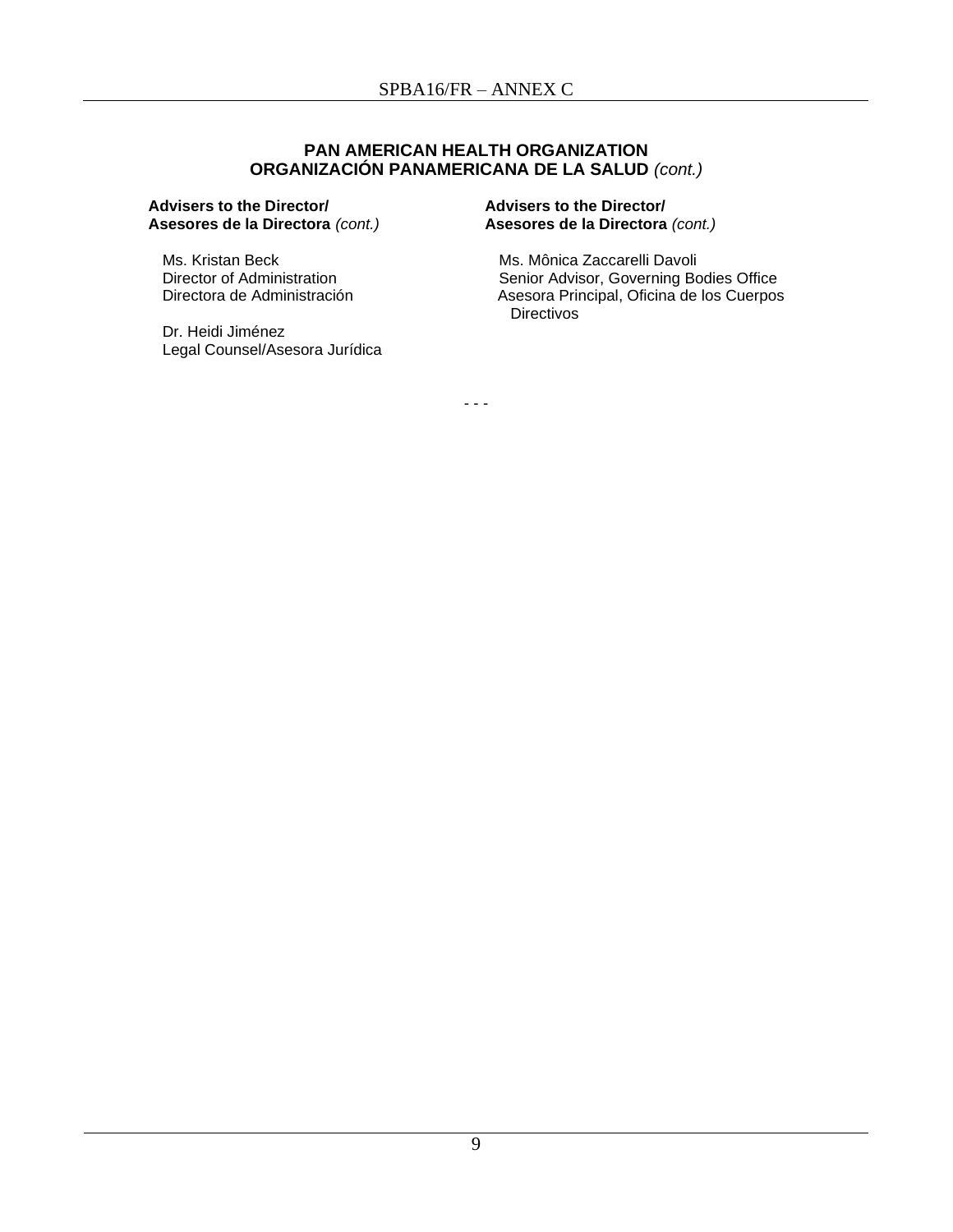**PAN AMERICAN HEALTH ORGANIZATION**
**ORGANIZACIÓN PANAMERICANA DE LA SALUD** *(cont.)*

**Advisers to the Director/**
**Asesores de la Directora** *(cont.)*

Ms. Kristan Beck
Director of Administration
Directora de Administración

Dr. Heidi Jiménez
Legal Counsel/Asesora Jurídica

**Advisers to the Director/**
**Asesores de la Directora** *(cont.)*

Ms. Mônica Zaccarelli Davoli
Senior Advisor, Governing Bodies Office
Asesora Principal, Oficina de los Cuerpos Directivos

- - -